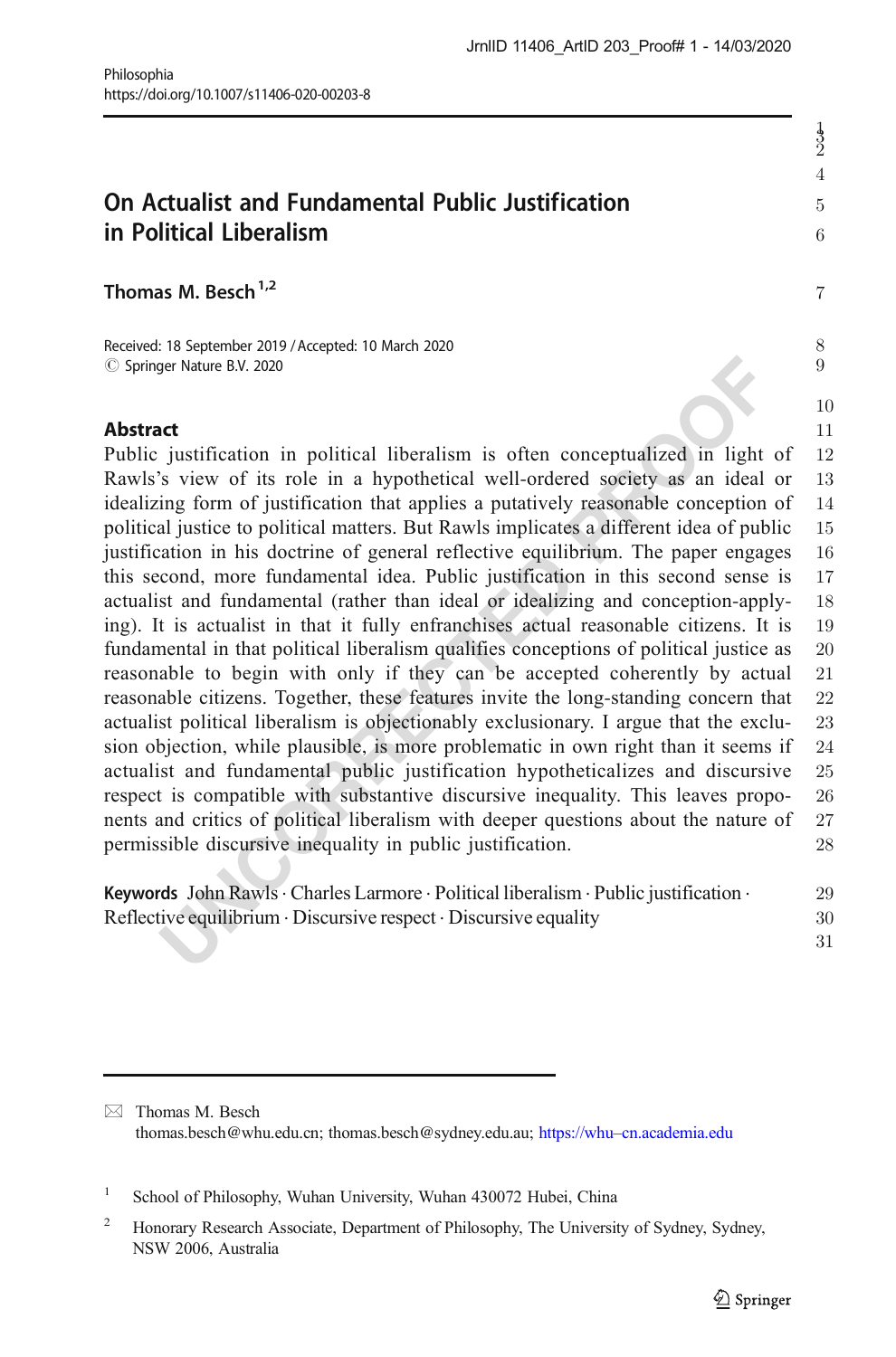Philosophia
https://doi.org/10.1007/s11406-020-00203-8

# On Actualist and Fundamental Public Justification in Political Liberalism

**Thomas M. Besch**[1,2]

Received: 18 September 2019 / Accepted: 10 March 2020
© Springer Nature B.V. 2020

## Abstract

Public justification in political liberalism is often conceptualized in light of Rawls's view of its role in a hypothetical well-ordered society as an ideal or idealizing form of justification that applies a putatively reasonable conception of political justice to political matters. But Rawls implicates a different idea of public justification in his doctrine of general reflective equilibrium. The paper engages this second, more fundamental idea. Public justification in this second sense is actualist and fundamental (rather than ideal or idealizing and conception-applying). It is actualist in that it fully enfranchises actual reasonable citizens. It is fundamental in that political liberalism qualifies conceptions of political justice as reasonable to begin with only if they can be accepted coherently by actual reasonable citizens. Together, these features invite the long-standing concern that actualist political liberalism is objectionably exclusionary. I argue that the exclusion objection, while plausible, is more problematic in own right than it seems if actualist and fundamental public justification hypotheticalizes and discursive respect is compatible with substantive discursive inequality. This leaves proponents and critics of political liberalism with deeper questions about the nature of permissible discursive inequality in public justification.

**Keywords** John Rawls · Charles Larmore · Political liberalism · Public justification · Reflective equilibrium · Discursive respect · Discursive equality

---

✉ Thomas M. Besch
thomas.besch@whu.edu.cn; thomas.besch@sydney.edu.au; https://whu–cn.academia.edu

[1] School of Philosophy, Wuhan University, Wuhan 430072 Hubei, China

[2] Honorary Research Associate, Department of Philosophy, The University of Sydney, Sydney, NSW 2006, Australia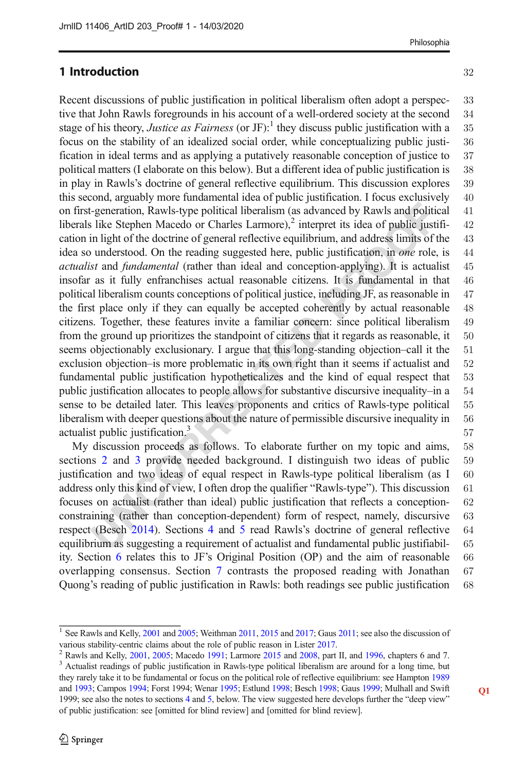## 1 Introduction

Recent discussions of public justification in political liberalism often adopt a perspective that John Rawls foregrounds in his account of a well-ordered society at the second stage of his theory, *Justice as Fairness* (or JF):[1] they discuss public justification with a focus on the stability of an idealized social order, while conceptualizing public justification in ideal terms and as applying a putatively reasonable conception of justice to political matters (I elaborate on this below). But a different idea of public justification is in play in Rawls's doctrine of general reflective equilibrium. This discussion explores this second, arguably more fundamental idea of public justification. I focus exclusively on first-generation, Rawls-type political liberalism (as advanced by Rawls and political liberals like Stephen Macedo or Charles Larmore),[2] interpret its idea of public justification in light of the doctrine of general reflective equilibrium, and address limits of the idea so understood. On the reading suggested here, public justification, in *one* role, is *actualist* and *fundamental* (rather than ideal and conception-applying). It is actualist insofar as it fully enfranchises actual reasonable citizens. It is fundamental in that political liberalism counts conceptions of political justice, including JF, as reasonable in the first place only if they can equally be accepted coherently by actual reasonable citizens. Together, these features invite a familiar concern: since political liberalism from the ground up prioritizes the standpoint of citizens that it regards as reasonable, it seems objectionably exclusionary. I argue that this long-standing objection–call it the exclusion objection–is more problematic in its own right than it seems if actualist and fundamental public justification hypotheticalizes and the kind of equal respect that public justification allocates to people allows for substantive discursive inequality–in a sense to be detailed later. This leaves proponents and critics of Rawls-type political liberalism with deeper questions about the nature of permissible discursive inequality in actualist public justification.[3]

My discussion proceeds as follows. To elaborate further on my topic and aims, sections 2 and 3 provide needed background. I distinguish two ideas of public justification and two ideas of equal respect in Rawls-type political liberalism (as I address only this kind of view, I often drop the qualifier "Rawls-type"). This discussion focuses on actualist (rather than ideal) public justification that reflects a conception-constraining (rather than conception-dependent) form of respect, namely, discursive respect (Besch 2014). Sections 4 and 5 read Rawls's doctrine of general reflective equilibrium as suggesting a requirement of actualist and fundamental public justifiability. Section 6 relates this to JF's Original Position (OP) and the aim of reasonable overlapping consensus. Section 7 contrasts the proposed reading with Jonathan Quong's reading of public justification in Rawls: both readings see public justification

---

[1] See Rawls and Kelly, 2001 and 2005; Weithman 2011, 2015 and 2017; Gaus 2011; see also the discussion of various stability-centric claims about the role of public reason in Lister 2017.

[2] Rawls and Kelly, 2001, 2005; Macedo 1991; Larmore 2015 and 2008, part II, and 1996, chapters 6 and 7.

[3] Actualist readings of public justification in Rawls-type political liberalism are around for a long time, but they rarely take it to be fundamental or focus on the political role of reflective equilibrium: see Hampton 1989 and 1993; Campos 1994; Forst 1994; Wenar 1995; Estlund 1998; Besch 1998; Gaus 1999; Mulhall and Swift 1999; see also the notes to sections 4 and 5, below. The view suggested here develops further the "deep view" of public justification: see [omitted for blind review] and [omitted for blind review].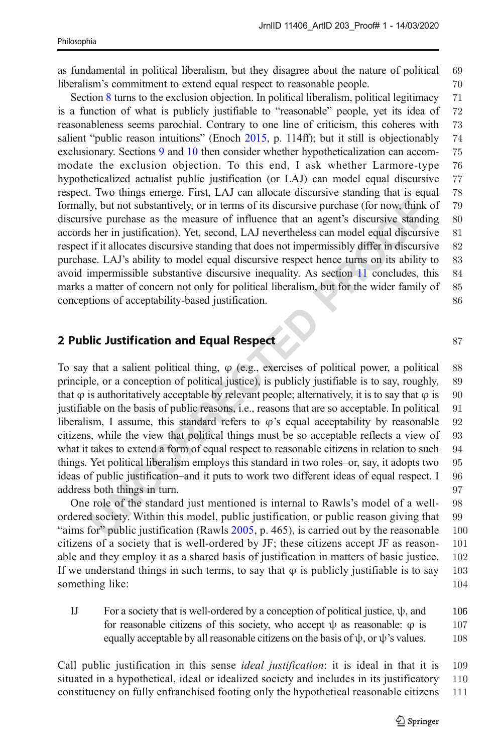as fundamental in political liberalism, but they disagree about the nature of political liberalism's commitment to extend equal respect to reasonable people.

Section 8 turns to the exclusion objection. In political liberalism, political legitimacy is a function of what is publicly justifiable to "reasonable" people, yet its idea of reasonableness seems parochial. Contrary to one line of criticism, this coheres with salient "public reason intuitions" (Enoch 2015, p. 114ff); but it still is objectionably exclusionary. Sections 9 and 10 then consider whether hypotheticalization can accommodate the exclusion objection. To this end, I ask whether Larmore-type hypotheticalized actualist public justification (or LAJ) can model equal discursive respect. Two things emerge. First, LAJ can allocate discursive standing that is equal formally, but not substantively, or in terms of its discursive purchase (for now, think of discursive purchase as the measure of influence that an agent's discursive standing accords her in justification). Yet, second, LAJ nevertheless can model equal discursive respect if it allocates discursive standing that does not impermissibly differ in discursive purchase. LAJ's ability to model equal discursive respect hence turns on its ability to avoid impermissible substantive discursive inequality. As section 11 concludes, this marks a matter of concern not only for political liberalism, but for the wider family of conceptions of acceptability-based justification.

## 2 Public Justification and Equal Respect

To say that a salient political thing, φ (e.g., exercises of political power, a political principle, or a conception of political justice), is publicly justifiable is to say, roughly, that φ is authoritatively acceptable by relevant people; alternatively, it is to say that φ is justifiable on the basis of public reasons, i.e., reasons that are so acceptable. In political liberalism, I assume, this standard refers to φ's equal acceptability by reasonable citizens, while the view that political things must be so acceptable reflects a view of what it takes to extend a form of equal respect to reasonable citizens in relation to such things. Yet political liberalism employs this standard in two roles–or, say, it adopts two ideas of public justification–and it puts to work two different ideas of equal respect. I address both things in turn.

One role of the standard just mentioned is internal to Rawls's model of a well-ordered society. Within this model, public justification, or public reason giving that "aims for" public justification (Rawls 2005, p. 465), is carried out by the reasonable citizens of a society that is well-ordered by JF; these citizens accept JF as reasonable and they employ it as a shared basis of justification in matters of basic justice. If we understand things in such terms, to say that φ is publicly justifiable is to say something like:

> IJ For a society that is well-ordered by a conception of political justice, ψ, and for reasonable citizens of this society, who accept ψ as reasonable: φ is equally acceptable by all reasonable citizens on the basis of ψ, or ψ's values.

Call public justification in this sense *ideal justification*: it is ideal in that it is situated in a hypothetical, ideal or idealized society and includes in its justificatory constituency on fully enfranchised footing only the hypothetical reasonable citizens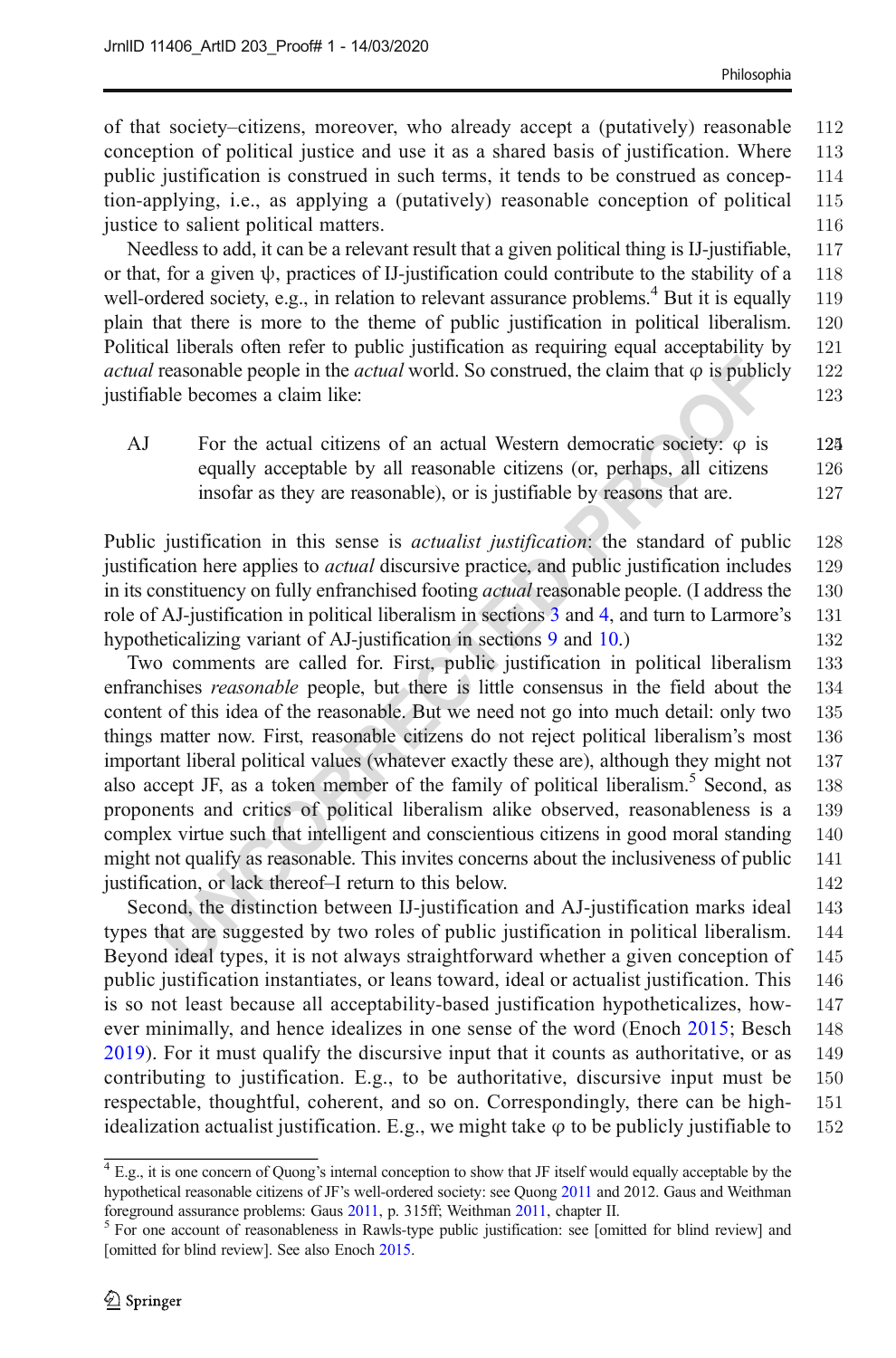of that society–citizens, moreover, who already accept a (putatively) reasonable conception of political justice and use it as a shared basis of justification. Where public justification is construed in such terms, it tends to be construed as concept-applying, i.e., as applying a (putatively) reasonable conception of political justice to salient political matters.

Needless to add, it can be a relevant result that a given political thing is IJ-justifiable, or that, for a given ψ, practices of IJ-justification could contribute to the stability of a well-ordered society, e.g., in relation to relevant assurance problems.[4] But it is equally plain that there is more to the theme of public justification in political liberalism. Political liberals often refer to public justification as requiring equal acceptability by *actual* reasonable people in the *actual* world. So construed, the claim that φ is publicly justifiable becomes a claim like:

AJ For the actual citizens of an actual Western democratic society: φ is equally acceptable by all reasonable citizens (or, perhaps, all citizens insofar as they are reasonable), or is justifiable by reasons that are.

Public justification in this sense is *actualist justification*: the standard of public justification here applies to *actual* discursive practice, and public justification includes in its constituency on fully enfranchised footing *actual* reasonable people. (I address the role of AJ-justification in political liberalism in sections 3 and 4, and turn to Larmore's hypotheticalizing variant of AJ-justification in sections 9 and 10.)

Two comments are called for. First, public justification in political liberalism enfranchises *reasonable* people, but there is little consensus in the field about the content of this idea of the reasonable. But we need not go into much detail: only two things matter now. First, reasonable citizens do not reject political liberalism's most important liberal political values (whatever exactly these are), although they might not also accept JF, as a token member of the family of political liberalism.[5] Second, as proponents and critics of political liberalism alike observed, reasonableness is a complex virtue such that intelligent and conscientious citizens in good moral standing might not qualify as reasonable. This invites concerns about the inclusiveness of public justification, or lack thereof–I return to this below.

Second, the distinction between IJ-justification and AJ-justification marks ideal types that are suggested by two roles of public justification in political liberalism. Beyond ideal types, it is not always straightforward whether a given conception of public justification instantiates, or leans toward, ideal or actualist justification. This is so not least because all acceptability-based justification hypotheticalizes, however minimally, and hence idealizes in one sense of the word (Enoch 2015; Besch 2019). For it must qualify the discursive input that it counts as authoritative, or as contributing to justification. E.g., to be authoritative, discursive input must be respectable, thoughtful, coherent, and so on. Correspondingly, there can be high-idealization actualist justification. E.g., we might take φ to be publicly justifiable to

[4] E.g., it is one concern of Quong's internal conception to show that JF itself would equally acceptable by the hypothetical reasonable citizens of JF's well-ordered society: see Quong 2011 and 2012. Gaus and Weithman foreground assurance problems: Gaus 2011, p. 315ff; Weithman 2011, chapter II.

[5] For one account of reasonableness in Rawls-type public justification: see [omitted for blind review] and [omitted for blind review]. See also Enoch 2015.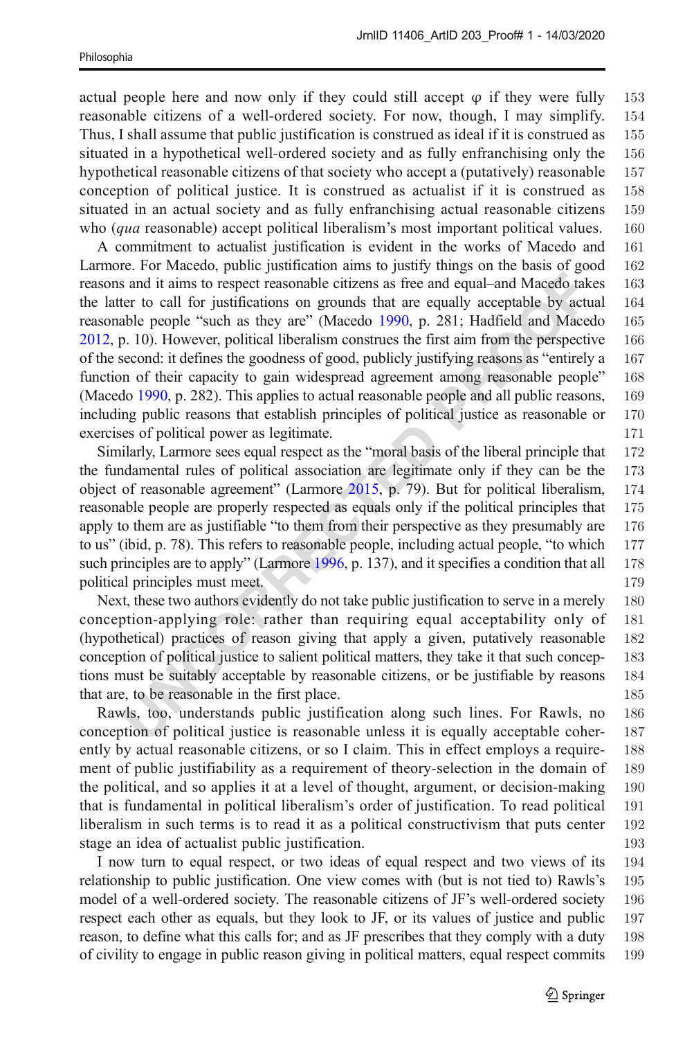actual people here and now only if they could still accept φ if they were fully reasonable citizens of a well-ordered society. For now, though, I may simplify. Thus, I shall assume that public justification is construed as ideal if it is construed as situated in a hypothetical well-ordered society and as fully enfranchising only the hypothetical reasonable citizens of that society who accept a (putatively) reasonable conception of political justice. It is construed as actualist if it is construed as situated in an actual society and as fully enfranchising actual reasonable citizens who (*qua* reasonable) accept political liberalism's most important political values.

A commitment to actualist justification is evident in the works of Macedo and Larmore. For Macedo, public justification aims to justify things on the basis of good reasons and it aims to respect reasonable citizens as free and equal–and Macedo takes the latter to call for justifications on grounds that are equally acceptable by actual reasonable people "such as they are" (Macedo 1990, p. 281; Hadfield and Macedo 2012, p. 10). However, political liberalism construes the first aim from the perspective of the second: it defines the goodness of good, publicly justifying reasons as "entirely a function of their capacity to gain widespread agreement among reasonable people" (Macedo 1990, p. 282). This applies to actual reasonable people and all public reasons, including public reasons that establish principles of political justice as reasonable or exercises of political power as legitimate.

Similarly, Larmore sees equal respect as the "moral basis of the liberal principle that the fundamental rules of political association are legitimate only if they can be the object of reasonable agreement" (Larmore 2015, p. 79). But for political liberalism, reasonable people are properly respected as equals only if the political principles that apply to them are as justifiable "to them from their perspective as they presumably are to us" (ibid, p. 78). This refers to reasonable people, including actual people, "to which such principles are to apply" (Larmore 1996, p. 137), and it specifies a condition that all political principles must meet.

Next, these two authors evidently do not take public justification to serve in a merely conception-applying role: rather than requiring equal acceptability only of (hypothetical) practices of reason giving that apply a given, putatively reasonable conception of political justice to salient political matters, they take it that such conceptions must be suitably acceptable by reasonable citizens, or be justifiable by reasons that are, to be reasonable in the first place.

Rawls, too, understands public justification along such lines. For Rawls, no conception of political justice is reasonable unless it is equally acceptable coherently by actual reasonable citizens, or so I claim. This in effect employs a requirement of public justifiability as a requirement of theory-selection in the domain of the political, and so applies it at a level of thought, argument, or decision-making that is fundamental in political liberalism's order of justification. To read political liberalism in such terms is to read it as a political constructivism that puts center stage an idea of actualist public justification.

I now turn to equal respect, or two ideas of equal respect and two views of its relationship to public justification. One view comes with (but is not tied to) Rawls's model of a well-ordered society. The reasonable citizens of JF's well-ordered society respect each other as equals, but they look to JF, or its values of justice and public reason, to define what this calls for; and as JF prescribes that they comply with a duty of civility to engage in public reason giving in political matters, equal respect commits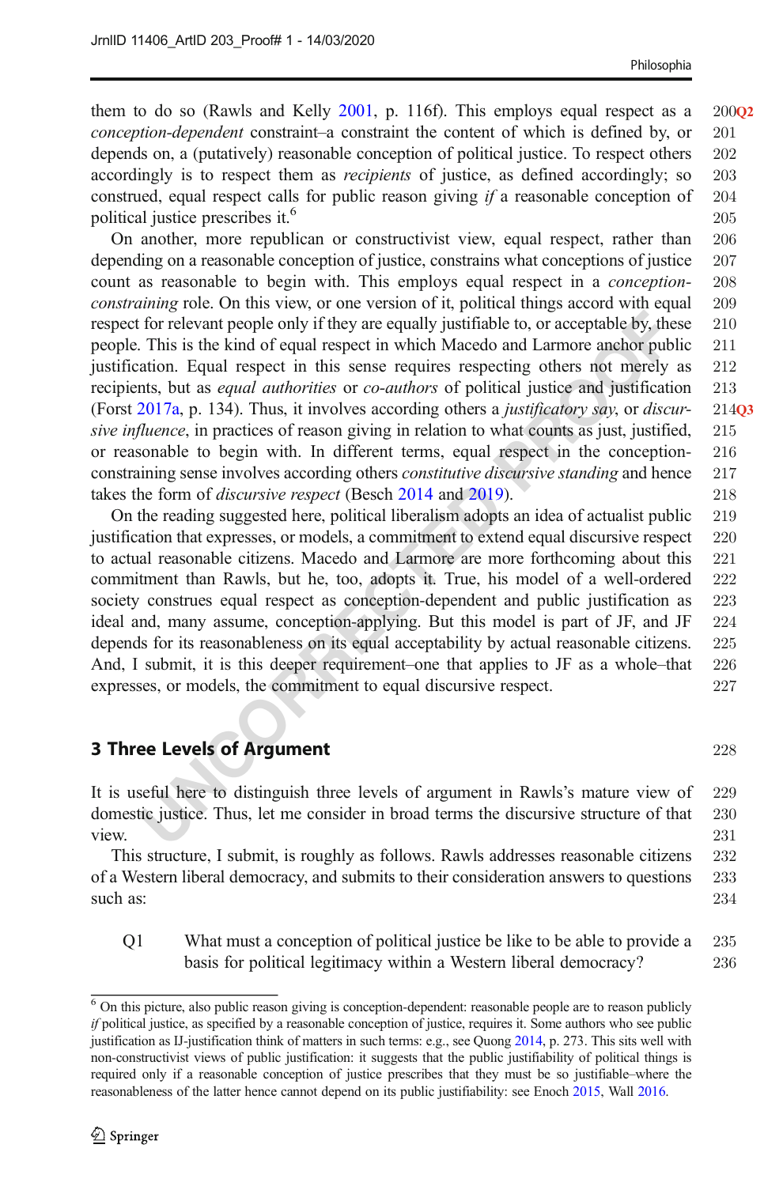them to do so (Rawls and Kelly 2001, p. 116f). This employs equal respect as a *conception-dependent* constraint–a constraint the content of which is defined by, or depends on, a (putatively) reasonable conception of political justice. To respect others accordingly is to respect them as *recipients* of justice, as defined accordingly; so construed, equal respect calls for public reason giving *if* a reasonable conception of political justice prescribes it.[6]

On another, more republican or constructivist view, equal respect, rather than depending on a reasonable conception of justice, constrains what conceptions of justice count as reasonable to begin with. This employs equal respect in a *conception-constraining* role. On this view, or one version of it, political things accord with equal respect for relevant people only if they are equally justifiable to, or acceptable by, these people. This is the kind of equal respect in which Macedo and Larmore anchor public justification. Equal respect in this sense requires respecting others not merely as recipients, but as *equal authorities* or *co-authors* of political justice and justification (Forst 2017a, p. 134). Thus, it involves according others a *justificatory say*, or *discursive influence*, in practices of reason giving in relation to what counts as just, justified, or reasonable to begin with. In different terms, equal respect in the conception-constraining sense involves according others *constitutive discursive standing* and hence takes the form of *discursive respect* (Besch 2014 and 2019).

On the reading suggested here, political liberalism adopts an idea of actualist public justification that expresses, or models, a commitment to extend equal discursive respect to actual reasonable citizens. Macedo and Larmore are more forthcoming about this commitment than Rawls, but he, too, adopts it. True, his model of a well-ordered society construes equal respect as conception-dependent and public justification as ideal and, many assume, conception-applying. But this model is part of JF, and JF depends for its reasonableness on its equal acceptability by actual reasonable citizens. And, I submit, it is this deeper requirement–one that applies to JF as a whole–that expresses, or models, the commitment to equal discursive respect.

## 3 Three Levels of Argument

It is useful here to distinguish three levels of argument in Rawls's mature view of domestic justice. Thus, let me consider in broad terms the discursive structure of that view.

This structure, I submit, is roughly as follows. Rawls addresses reasonable citizens of a Western liberal democracy, and submits to their consideration answers to questions such as:

Q1 What must a conception of political justice be like to be able to provide a basis for political legitimacy within a Western liberal democracy?

---

[6] On this picture, also public reason giving is conception-dependent: reasonable people are to reason publicly *if* political justice, as specified by a reasonable conception of justice, requires it. Some authors who see public justification as IJ-justification think of matters in such terms: e.g., see Quong 2014, p. 273. This sits well with non-constructivist views of public justification: it suggests that the public justifiability of political things is required only if a reasonable conception of justice prescribes that they must be so justifiable–where the reasonableness of the latter hence cannot depend on its public justifiability: see Enoch 2015, Wall 2016.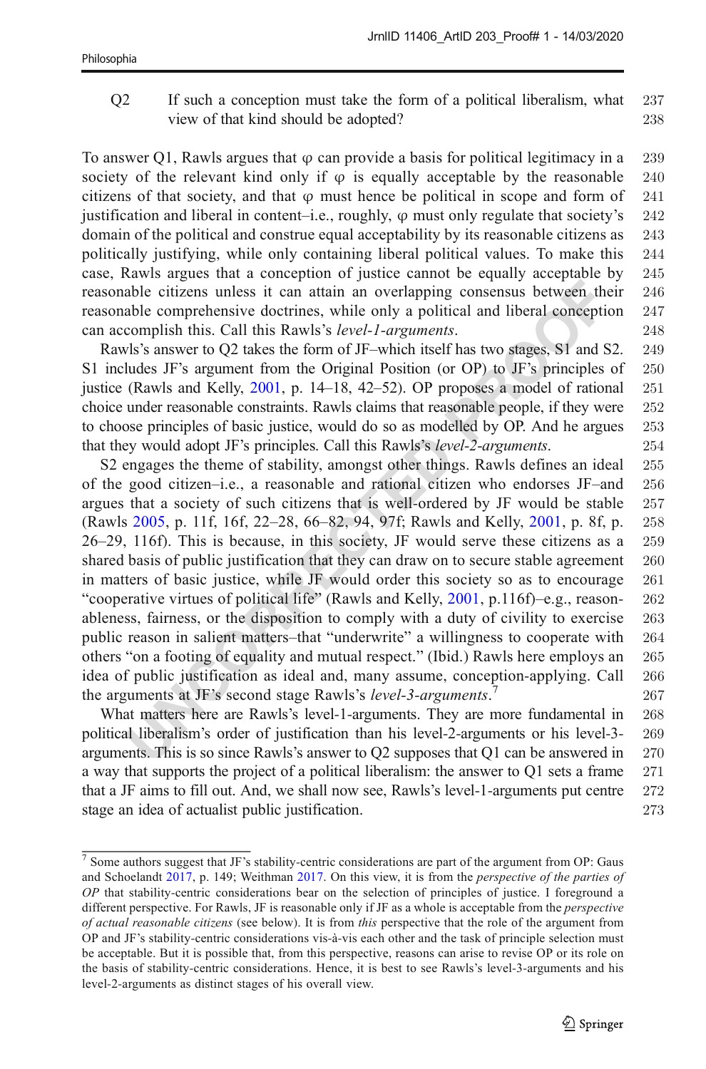Q2 If such a conception must take the form of a political liberalism, what view of that kind should be adopted?

To answer Q1, Rawls argues that φ can provide a basis for political legitimacy in a society of the relevant kind only if φ is equally acceptable by the reasonable citizens of that society, and that φ must hence be political in scope and form of justification and liberal in content–i.e., roughly, φ must only regulate that society's domain of the political and construe equal acceptability by its reasonable citizens as politically justifying, while only containing liberal political values. To make this case, Rawls argues that a conception of justice cannot be equally acceptable by reasonable citizens unless it can attain an overlapping consensus between their reasonable comprehensive doctrines, while only a political and liberal conception can accomplish this. Call this Rawls's *level-1-arguments*.

Rawls's answer to Q2 takes the form of JF–which itself has two stages, S1 and S2. S1 includes JF's argument from the Original Position (or OP) to JF's principles of justice (Rawls and Kelly, 2001, p. 14–18, 42–52). OP proposes a model of rational choice under reasonable constraints. Rawls claims that reasonable people, if they were to choose principles of basic justice, would do so as modelled by OP. And he argues that they would adopt JF's principles. Call this Rawls's *level-2-arguments*.

S2 engages the theme of stability, amongst other things. Rawls defines an ideal of the good citizen–i.e., a reasonable and rational citizen who endorses JF–and argues that a society of such citizens that is well-ordered by JF would be stable (Rawls 2005, p. 11f, 16f, 22–28, 66–82, 94, 97f; Rawls and Kelly, 2001, p. 8f, p. 26–29, 116f). This is because, in this society, JF would serve these citizens as a shared basis of public justification that they can draw on to secure stable agreement in matters of basic justice, while JF would order this society so as to encourage "cooperative virtues of political life" (Rawls and Kelly, 2001, p.116f)–e.g., reasonableness, fairness, or the disposition to comply with a duty of civility to exercise public reason in salient matters–that "underwrite" a willingness to cooperate with others "on a footing of equality and mutual respect." (Ibid.) Rawls here employs an idea of public justification as ideal and, many assume, conception-applying. Call the arguments at JF's second stage Rawls's *level-3-arguments*.[7]

What matters here are Rawls's level-1-arguments. They are more fundamental in political liberalism's order of justification than his level-2-arguments or his level-3-arguments. This is so since Rawls's answer to Q2 supposes that Q1 can be answered in a way that supports the project of a political liberalism: the answer to Q1 sets a frame that a JF aims to fill out. And, we shall now see, Rawls's level-1-arguments put centre stage an idea of actualist public justification.

---

[7] Some authors suggest that JF's stability-centric considerations are part of the argument from OP: Gaus and Schoelandt 2017, p. 149; Weithman 2017. On this view, it is from the *perspective of the parties of OP* that stability-centric considerations bear on the selection of principles of justice. I foreground a different perspective. For Rawls, JF is reasonable only if JF as a whole is acceptable from the *perspective of actual reasonable citizens* (see below). It is from *this* perspective that the role of the argument from OP and JF's stability-centric considerations vis-à-vis each other and the task of principle selection must be acceptable. But it is possible that, from this perspective, reasons can arise to revise OP or its role on the basis of stability-centric considerations. Hence, it is best to see Rawls's level-3-arguments and his level-2-arguments as distinct stages of his overall view.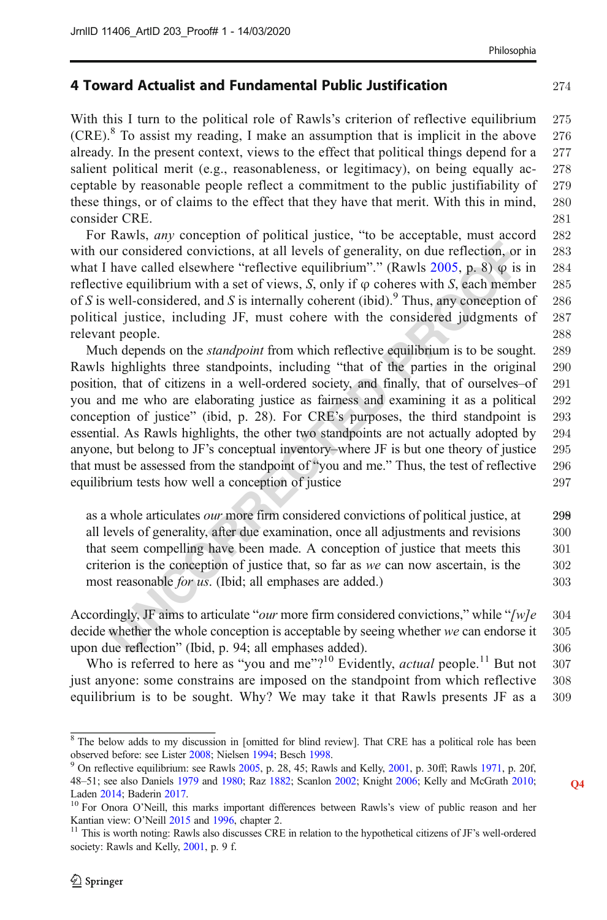## 4 Toward Actualist and Fundamental Public Justification

With this I turn to the political role of Rawls's criterion of reflective equilibrium (CRE).[8] To assist my reading, I make an assumption that is implicit in the above already. In the present context, views to the effect that political things depend for a salient political merit (e.g., reasonableness, or legitimacy), on being equally acceptable by reasonable people reflect a commitment to the public justifiability of these things, or of claims to the effect that they have that merit. With this in mind, consider CRE.

For Rawls, *any* conception of political justice, "to be acceptable, must accord with our considered convictions, at all levels of generality, on due reflection, or in what I have called elsewhere "reflective equilibrium"." (Rawls 2005, p. 8) φ is in reflective equilibrium with a set of views, *S*, only if φ coheres with *S*, each member of *S* is well-considered, and *S* is internally coherent (ibid).[9] Thus, any conception of political justice, including JF, must cohere with the considered judgments of relevant people.

Much depends on the *standpoint* from which reflective equilibrium is to be sought. Rawls highlights three standpoints, including "that of the parties in the original position, that of citizens in a well-ordered society, and finally, that of ourselves–of you and me who are elaborating justice as fairness and examining it as a political conception of justice" (ibid, p. 28). For CRE's purposes, the third standpoint is essential. As Rawls highlights, the other two standpoints are not actually adopted by anyone, but belong to JF's conceptual inventory–where JF is but one theory of justice that must be assessed from the standpoint of "you and me." Thus, the test of reflective equilibrium tests how well a conception of justice

> as a whole articulates *our* more firm considered convictions of political justice, at all levels of generality, after due examination, once all adjustments and revisions that seem compelling have been made. A conception of justice that meets this criterion is the conception of justice that, so far as *we* can now ascertain, is the most reasonable *for us*. (Ibid; all emphases are added.)

Accordingly, JF aims to articulate "*our* more firm considered convictions," while "*[w]e* decide whether the whole conception is acceptable by seeing whether *we* can endorse it upon due reflection" (Ibid, p. 94; all emphases added).

Who is referred to here as "you and me"?[10] Evidently, *actual* people.[11] But not just anyone: some constrains are imposed on the standpoint from which reflective equilibrium is to be sought. Why? We may take it that Rawls presents JF as a

---

[8] The below adds to my discussion in [omitted for blind review]. That CRE has a political role has been observed before: see Lister 2008; Nielsen 1994; Besch 1998.

[9] On reflective equilibrium: see Rawls 2005, p. 28, 45; Rawls and Kelly, 2001, p. 30ff; Rawls 1971, p. 20f, 48–51; see also Daniels 1979 and 1980; Raz 1882; Scanlon 2002; Knight 2006; Kelly and McGrath 2010; Laden 2014; Baderin 2017.

[10] For Onora O'Neill, this marks important differences between Rawls's view of public reason and her Kantian view: O'Neill 2015 and 1996, chapter 2.

[11] This is worth noting: Rawls also discusses CRE in relation to the hypothetical citizens of JF's well-ordered society: Rawls and Kelly, 2001, p. 9 f.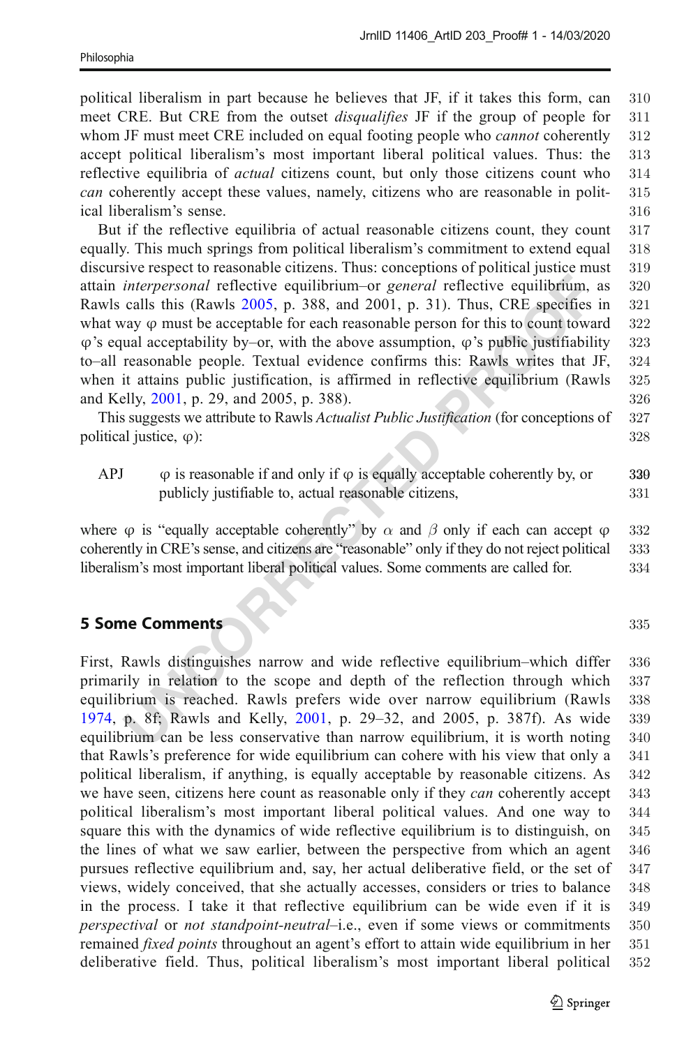political liberalism in part because he believes that JF, if it takes this form, can meet CRE. But CRE from the outset *disqualifies* JF if the group of people for whom JF must meet CRE included on equal footing people who *cannot* coherently accept political liberalism's most important liberal political values. Thus: the reflective equilibria of *actual* citizens count, but only those citizens count who *can* coherently accept these values, namely, citizens who are reasonable in political liberalism's sense.

But if the reflective equilibria of actual reasonable citizens count, they count equally. This much springs from political liberalism's commitment to extend equal discursive respect to reasonable citizens. Thus: conceptions of political justice must attain *interpersonal* reflective equilibrium–or *general* reflective equilibrium, as Rawls calls this (Rawls 2005, p. 388, and 2001, p. 31). Thus, CRE specifies in what way φ must be acceptable for each reasonable person for this to count toward φ's equal acceptability by–or, with the above assumption, φ's public justifiability to–all reasonable people. Textual evidence confirms this: Rawls writes that JF, when it attains public justification, is affirmed in reflective equilibrium (Rawls and Kelly, 2001, p. 29, and 2005, p. 388).

This suggests we attribute to Rawls *Actualist Public Justification* (for conceptions of political justice, φ):

APJ  φ is reasonable if and only if φ is equally acceptable coherently by, or publicly justifiable to, actual reasonable citizens,

where φ is "equally acceptable coherently" by $\alpha$ and $\beta$ only if each can accept φ coherently in CRE's sense, and citizens are "reasonable" only if they do not reject political liberalism's most important liberal political values. Some comments are called for.

## 5 Some Comments

First, Rawls distinguishes narrow and wide reflective equilibrium–which differ primarily in relation to the scope and depth of the reflection through which equilibrium is reached. Rawls prefers wide over narrow equilibrium (Rawls 1974, p. 8f; Rawls and Kelly, 2001, p. 29–32, and 2005, p. 387f). As wide equilibrium can be less conservative than narrow equilibrium, it is worth noting that Rawls's preference for wide equilibrium can cohere with his view that only a political liberalism, if anything, is equally acceptable by reasonable citizens. As we have seen, citizens here count as reasonable only if they *can* coherently accept political liberalism's most important liberal political values. And one way to square this with the dynamics of wide reflective equilibrium is to distinguish, on the lines of what we saw earlier, between the perspective from which an agent pursues reflective equilibrium and, say, her actual deliberative field, or the set of views, widely conceived, that she actually accesses, considers or tries to balance in the process. I take it that reflective equilibrium can be wide even if it is *perspectival* or *not standpoint-neutral*–i.e., even if some views or commitments remained *fixed points* throughout an agent's effort to attain wide equilibrium in her deliberative field. Thus, political liberalism's most important liberal political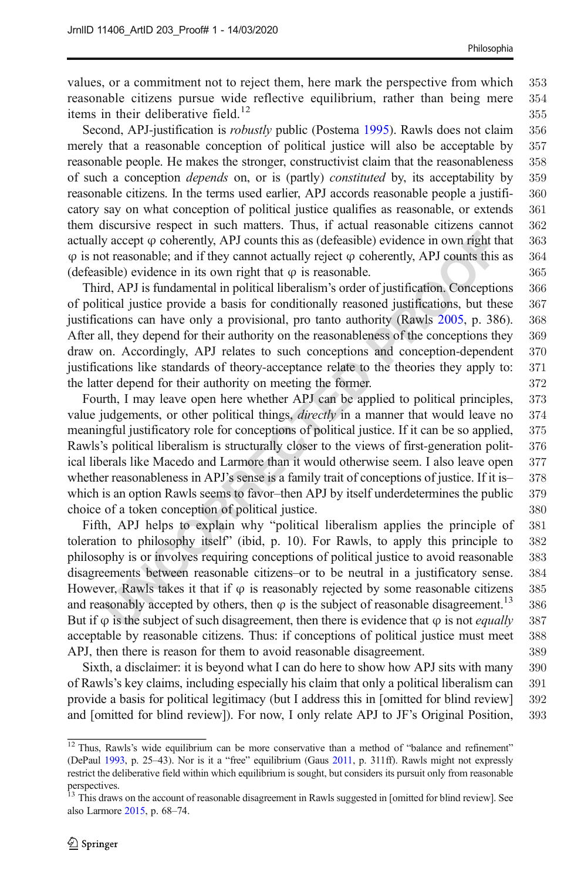values, or a commitment not to reject them, here mark the perspective from which reasonable citizens pursue wide reflective equilibrium, rather than being mere items in their deliberative field.[12]

Second, APJ-justification is *robustly* public (Postema 1995). Rawls does not claim merely that a reasonable conception of political justice will also be acceptable by reasonable people. He makes the stronger, constructivist claim that the reasonableness of such a conception *depends* on, or is (partly) *constituted* by, its acceptability by reasonable citizens. In the terms used earlier, APJ accords reasonable people a justificatory say on what conception of political justice qualifies as reasonable, or extends them discursive respect in such matters. Thus, if actual reasonable citizens cannot actually accept φ coherently, APJ counts this as (defeasible) evidence in own right that φ is not reasonable; and if they cannot actually reject φ coherently, APJ counts this as (defeasible) evidence in its own right that φ is reasonable.

Third, APJ is fundamental in political liberalism's order of justification. Conceptions of political justice provide a basis for conditionally reasoned justifications, but these justifications can have only a provisional, pro tanto authority (Rawls 2005, p. 386). After all, they depend for their authority on the reasonableness of the conceptions they draw on. Accordingly, APJ relates to such conceptions and conception-dependent justifications like standards of theory-acceptance relate to the theories they apply to: the latter depend for their authority on meeting the former.

Fourth, I may leave open here whether APJ can be applied to political principles, value judgements, or other political things, *directly* in a manner that would leave no meaningful justificatory role for conceptions of political justice. If it can be so applied, Rawls's political liberalism is structurally closer to the views of first-generation political liberals like Macedo and Larmore than it would otherwise seem. I also leave open whether reasonableness in APJ's sense is a family trait of conceptions of justice. If it is–which is an option Rawls seems to favor–then APJ by itself underdetermines the public choice of a token conception of political justice.

Fifth, APJ helps to explain why "political liberalism applies the principle of toleration to philosophy itself" (ibid, p. 10). For Rawls, to apply this principle to philosophy is or involves requiring conceptions of political justice to avoid reasonable disagreements between reasonable citizens–or to be neutral in a justificatory sense. However, Rawls takes it that if φ is reasonably rejected by some reasonable citizens and reasonably accepted by others, then φ is the subject of reasonable disagreement.[13] But if φ is the subject of such disagreement, then there is evidence that φ is not *equally* acceptable by reasonable citizens. Thus: if conceptions of political justice must meet APJ, then there is reason for them to avoid reasonable disagreement.

Sixth, a disclaimer: it is beyond what I can do here to show how APJ sits with many of Rawls's key claims, including especially his claim that only a political liberalism can provide a basis for political legitimacy (but I address this in [omitted for blind review] and [omitted for blind review]). For now, I only relate APJ to JF's Original Position,

---

[12] Thus, Rawls's wide equilibrium can be more conservative than a method of "balance and refinement" (DePaul 1993, p. 25–43). Nor is it a "free" equilibrium (Gaus 2011, p. 311ff). Rawls might not expressly restrict the deliberative field within which equilibrium is sought, but considers its pursuit only from reasonable perspectives.

[13] This draws on the account of reasonable disagreement in Rawls suggested in [omitted for blind review]. See also Larmore 2015, p. 68–74.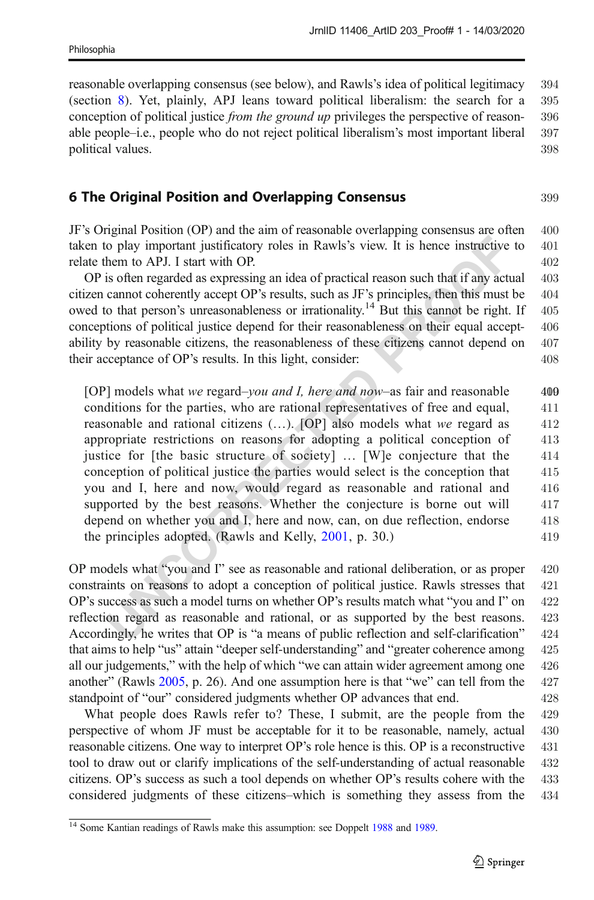reasonable overlapping consensus (see below), and Rawls's idea of political legitimacy (section 8). Yet, plainly, APJ leans toward political liberalism: the search for a conception of political justice *from the ground up* privileges the perspective of reasonable people–i.e., people who do not reject political liberalism's most important liberal political values.

## 6 The Original Position and Overlapping Consensus

JF's Original Position (OP) and the aim of reasonable overlapping consensus are often taken to play important justificatory roles in Rawls's view. It is hence instructive to relate them to APJ. I start with OP.

OP is often regarded as expressing an idea of practical reason such that if any actual citizen cannot coherently accept OP's results, such as JF's principles, then this must be owed to that person's unreasonableness or irrationality.[14] But this cannot be right. If conceptions of political justice depend for their reasonableness on their equal acceptability by reasonable citizens, the reasonableness of these citizens cannot depend on their acceptance of OP's results. In this light, consider:

> [OP] models what *we* regard–*you and I, here and now*–as fair and reasonable conditions for the parties, who are rational representatives of free and equal, reasonable and rational citizens (…). [OP] also models what *we* regard as appropriate restrictions on reasons for adopting a political conception of justice for [the basic structure of society] … [W]e conjecture that the conception of political justice the parties would select is the conception that you and I, here and now, would regard as reasonable and rational and supported by the best reasons. Whether the conjecture is borne out will depend on whether you and I, here and now, can, on due reflection, endorse the principles adopted. (Rawls and Kelly, 2001, p. 30.)

OP models what "you and I" see as reasonable and rational deliberation, or as proper constraints on reasons to adopt a conception of political justice. Rawls stresses that OP's success as such a model turns on whether OP's results match what "you and I" on reflection regard as reasonable and rational, or as supported by the best reasons. Accordingly, he writes that OP is "a means of public reflection and self-clarification" that aims to help "us" attain "deeper self-understanding" and "greater coherence among all our judgements," with the help of which "we can attain wider agreement among one another" (Rawls 2005, p. 26). And one assumption here is that "we" can tell from the standpoint of "our" considered judgments whether OP advances that end.

What people does Rawls refer to? These, I submit, are the people from the perspective of whom JF must be acceptable for it to be reasonable, namely, actual reasonable citizens. One way to interpret OP's role hence is this. OP is a reconstructive tool to draw out or clarify implications of the self-understanding of actual reasonable citizens. OP's success as such a tool depends on whether OP's results cohere with the considered judgments of these citizens–which is something they assess from the

[14] Some Kantian readings of Rawls make this assumption: see Doppelt 1988 and 1989.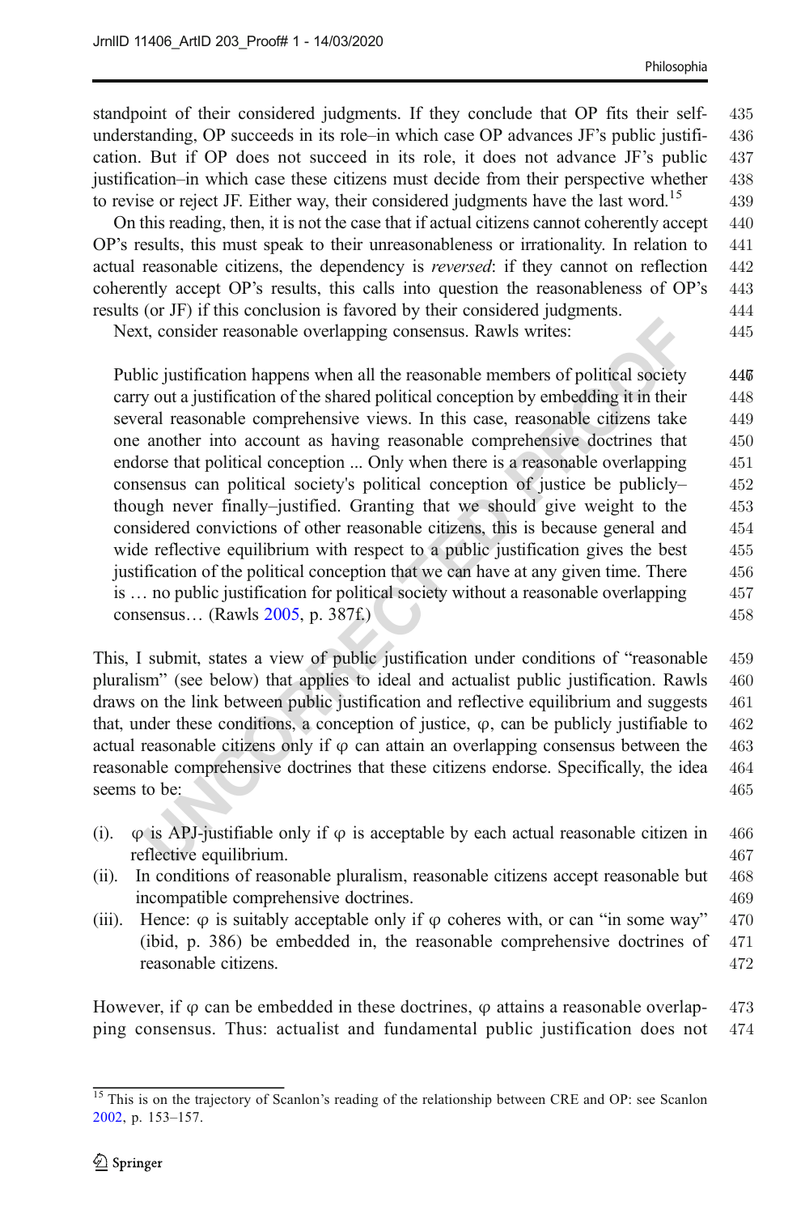standpoint of their considered judgments. If they conclude that OP fits their self-understanding, OP succeeds in its role–in which case OP advances JF's public justification. But if OP does not succeed in its role, it does not advance JF's public justification–in which case these citizens must decide from their perspective whether to revise or reject JF. Either way, their considered judgments have the last word.[15]

On this reading, then, it is not the case that if actual citizens cannot coherently accept OP's results, this must speak to their unreasonableness or irrationality. In relation to actual reasonable citizens, the dependency is *reversed*: if they cannot on reflection coherently accept OP's results, this calls into question the reasonableness of OP's results (or JF) if this conclusion is favored by their considered judgments.

Next, consider reasonable overlapping consensus. Rawls writes:

> Public justification happens when all the reasonable members of political society carry out a justification of the shared political conception by embedding it in their several reasonable comprehensive views. In this case, reasonable citizens take one another into account as having reasonable comprehensive doctrines that endorse that political conception ... Only when there is a reasonable overlapping consensus can political society's political conception of justice be publicly–though never finally–justified. Granting that we should give weight to the considered convictions of other reasonable citizens, this is because general and wide reflective equilibrium with respect to a public justification gives the best justification of the political conception that we can have at any given time. There is … no public justification for political society without a reasonable overlapping consensus… (Rawls 2005, p. 387f.)

This, I submit, states a view of public justification under conditions of "reasonable pluralism" (see below) that applies to ideal and actualist public justification. Rawls draws on the link between public justification and reflective equilibrium and suggests that, under these conditions, a conception of justice, φ, can be publicly justifiable to actual reasonable citizens only if φ can attain an overlapping consensus between the reasonable comprehensive doctrines that these citizens endorse. Specifically, the idea seems to be:

(i). φ is APJ-justifiable only if φ is acceptable by each actual reasonable citizen in reflective equilibrium.
(ii). In conditions of reasonable pluralism, reasonable citizens accept reasonable but incompatible comprehensive doctrines.
(iii). Hence: φ is suitably acceptable only if φ coheres with, or can "in some way" (ibid, p. 386) be embedded in, the reasonable comprehensive doctrines of reasonable citizens.

However, if φ can be embedded in these doctrines, φ attains a reasonable overlapping consensus. Thus: actualist and fundamental public justification does not

[15] This is on the trajectory of Scanlon's reading of the relationship between CRE and OP: see Scanlon 2002, p. 153–157.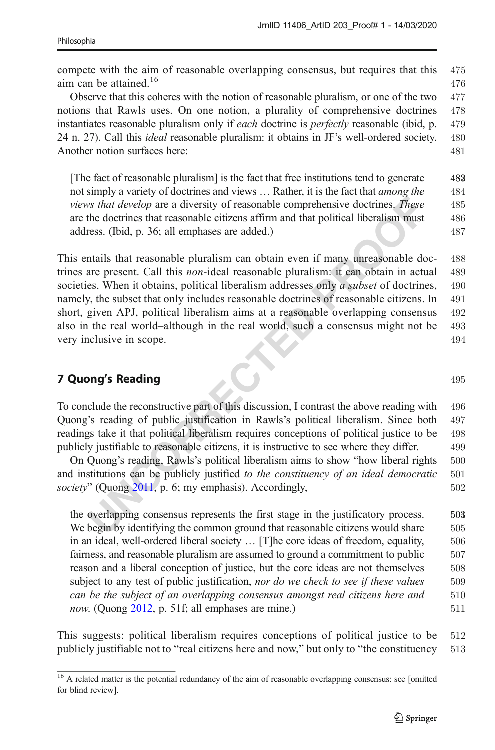compete with the aim of reasonable overlapping consensus, but requires that this aim can be attained.[16]

Observe that this coheres with the notion of reasonable pluralism, or one of the two notions that Rawls uses. On one notion, a plurality of comprehensive doctrines instantiates reasonable pluralism only if *each* doctrine is *perfectly* reasonable (ibid, p. 24 n. 27). Call this *ideal* reasonable pluralism: it obtains in JF's well-ordered society. Another notion surfaces here:

> [The fact of reasonable pluralism] is the fact that free institutions tend to generate not simply a variety of doctrines and views … Rather, it is the fact that *among the views that develop* are a diversity of reasonable comprehensive doctrines. *These* are the doctrines that reasonable citizens affirm and that political liberalism must address. (Ibid, p. 36; all emphases are added.)

This entails that reasonable pluralism can obtain even if many unreasonable doctrines are present. Call this *non*-ideal reasonable pluralism: it can obtain in actual societies. When it obtains, political liberalism addresses only *a subset* of doctrines, namely, the subset that only includes reasonable doctrines of reasonable citizens. In short, given APJ, political liberalism aims at a reasonable overlapping consensus also in the real world–although in the real world, such a consensus might not be very inclusive in scope.

## 7 Quong's Reading

To conclude the reconstructive part of this discussion, I contrast the above reading with Quong's reading of public justification in Rawls's political liberalism. Since both readings take it that political liberalism requires conceptions of political justice to be publicly justifiable to reasonable citizens, it is instructive to see where they differ.

On Quong's reading, Rawls's political liberalism aims to show "how liberal rights and institutions can be publicly justified *to the constituency of an ideal democratic society*" (Quong 2011, p. 6; my emphasis). Accordingly,

> the overlapping consensus represents the first stage in the justificatory process. We begin by identifying the common ground that reasonable citizens would share in an ideal, well-ordered liberal society … [T]he core ideas of freedom, equality, fairness, and reasonable pluralism are assumed to ground a commitment to public reason and a liberal conception of justice, but the core ideas are not themselves subject to any test of public justification, *nor do we check to see if these values can be the subject of an overlapping consensus amongst real citizens here and now*. (Quong 2012, p. 51f; all emphases are mine.)

This suggests: political liberalism requires conceptions of political justice to be publicly justifiable not to "real citizens here and now," but only to "the constituency

---

[16] A related matter is the potential redundancy of the aim of reasonable overlapping consensus: see [omitted for blind review].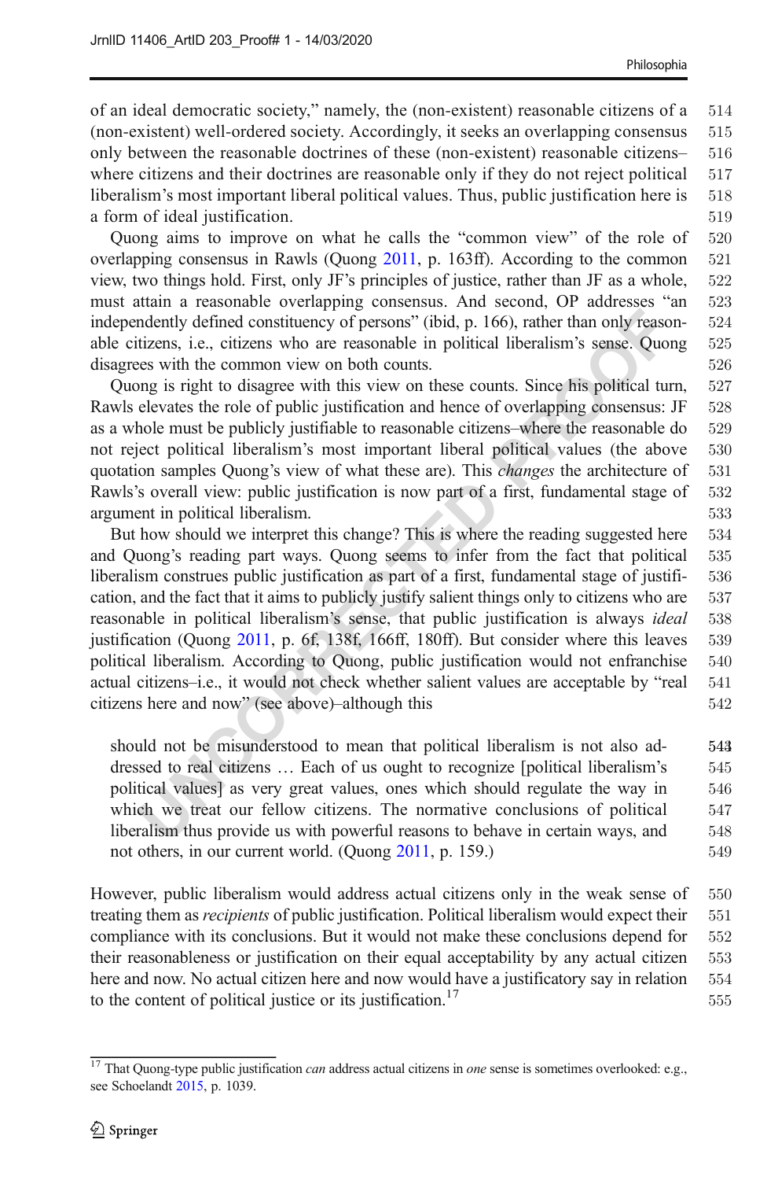of an ideal democratic society," namely, the (non-existent) reasonable citizens of a (non-existent) well-ordered society. Accordingly, it seeks an overlapping consensus only between the reasonable doctrines of these (non-existent) reasonable citizens–where citizens and their doctrines are reasonable only if they do not reject political liberalism's most important liberal political values. Thus, public justification here is a form of ideal justification.

Quong aims to improve on what he calls the "common view" of the role of overlapping consensus in Rawls (Quong 2011, p. 163ff). According to the common view, two things hold. First, only JF's principles of justice, rather than JF as a whole, must attain a reasonable overlapping consensus. And second, OP addresses "an independently defined constituency of persons" (ibid, p. 166), rather than only reasonable citizens, i.e., citizens who are reasonable in political liberalism's sense. Quong disagrees with the common view on both counts.

Quong is right to disagree with this view on these counts. Since his political turn, Rawls elevates the role of public justification and hence of overlapping consensus: JF as a whole must be publicly justifiable to reasonable citizens–where the reasonable do not reject political liberalism's most important liberal political values (the above quotation samples Quong's view of what these are). This *changes* the architecture of Rawls's overall view: public justification is now part of a first, fundamental stage of argument in political liberalism.

But how should we interpret this change? This is where the reading suggested here and Quong's reading part ways. Quong seems to infer from the fact that political liberalism construes public justification as part of a first, fundamental stage of justification, and the fact that it aims to publicly justify salient things only to citizens who are reasonable in political liberalism's sense, that public justification is always *ideal* justification (Quong 2011, p. 6f, 138f, 166ff, 180ff). But consider where this leaves political liberalism. According to Quong, public justification would not enfranchise actual citizens–i.e., it would not check whether salient values are acceptable by "real citizens here and now" (see above)–although this

> should not be misunderstood to mean that political liberalism is not also addressed to real citizens … Each of us ought to recognize [political liberalism's political values] as very great values, ones which should regulate the way in which we treat our fellow citizens. The normative conclusions of political liberalism thus provide us with powerful reasons to behave in certain ways, and not others, in our current world. (Quong 2011, p. 159.)

However, public liberalism would address actual citizens only in the weak sense of treating them as *recipients* of public justification. Political liberalism would expect their compliance with its conclusions. But it would not make these conclusions depend for their reasonableness or justification on their equal acceptability by any actual citizen here and now. No actual citizen here and now would have a justificatory say in relation to the content of political justice or its justification.[17]

[17] That Quong-type public justification *can* address actual citizens in *one* sense is sometimes overlooked: e.g., see Schoelandt 2015, p. 1039.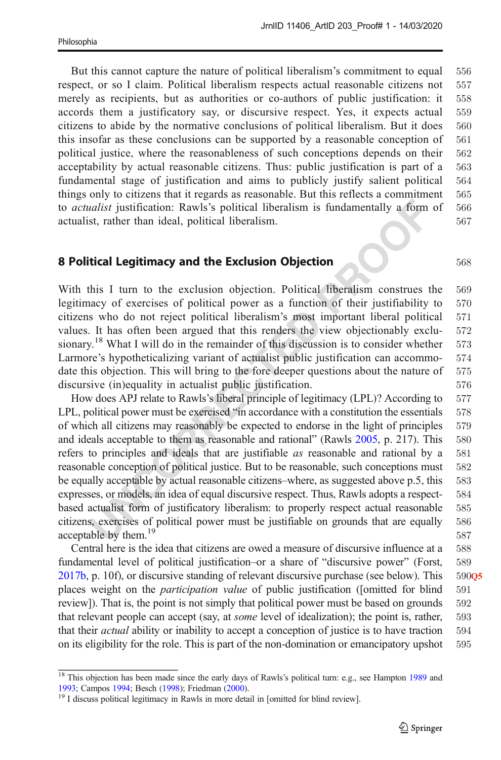But this cannot capture the nature of political liberalism's commitment to equal respect, or so I claim. Political liberalism respects actual reasonable citizens not merely as recipients, but as authorities or co-authors of public justification: it accords them a justificatory say, or discursive respect. Yes, it expects actual citizens to abide by the normative conclusions of political liberalism. But it does this insofar as these conclusions can be supported by a reasonable conception of political justice, where the reasonableness of such conceptions depends on their acceptability by actual reasonable citizens. Thus: public justification is part of a fundamental stage of justification and aims to publicly justify salient political things only to citizens that it regards as reasonable. But this reflects a commitment to *actualist* justification: Rawls's political liberalism is fundamentally a form of actualist, rather than ideal, political liberalism.

## 8 Political Legitimacy and the Exclusion Objection

With this I turn to the exclusion objection. Political liberalism construes the legitimacy of exercises of political power as a function of their justifiability to citizens who do not reject political liberalism's most important liberal political values. It has often been argued that this renders the view objectionably exclusionary.[18] What I will do in the remainder of this discussion is to consider whether Larmore's hypotheticalizing variant of actualist public justification can accommodate this objection. This will bring to the fore deeper questions about the nature of discursive (in)equality in actualist public justification.

How does APJ relate to Rawls's liberal principle of legitimacy (LPL)? According to LPL, political power must be exercised "in accordance with a constitution the essentials of which all citizens may reasonably be expected to endorse in the light of principles and ideals acceptable to them as reasonable and rational" (Rawls 2005, p. 217). This refers to principles and ideals that are justifiable *as* reasonable and rational by a reasonable conception of political justice. But to be reasonable, such conceptions must be equally acceptable by actual reasonable citizens–where, as suggested above p.5, this expresses, or models, an idea of equal discursive respect. Thus, Rawls adopts a respect-based actualist form of justificatory liberalism: to properly respect actual reasonable citizens, exercises of political power must be justifiable on grounds that are equally acceptable by them.[19]

Central here is the idea that citizens are owed a measure of discursive influence at a fundamental level of political justification–or a share of "discursive power" (Forst, 2017b, p. 10f), or discursive standing of relevant discursive purchase (see below). This places weight on the *participation value* of public justification ([omitted for blind review]). That is, the point is not simply that political power must be based on grounds that relevant people can accept (say, at *some* level of idealization); the point is, rather, that their *actual* ability or inability to accept a conception of justice is to have traction on its eligibility for the role. This is part of the non-domination or emancipatory upshot

---

[18] This objection has been made since the early days of Rawls's political turn: e.g., see Hampton 1989 and 1993; Campos 1994; Besch (1998); Friedman (2000).

[19] I discuss political legitimacy in Rawls in more detail in [omitted for blind review].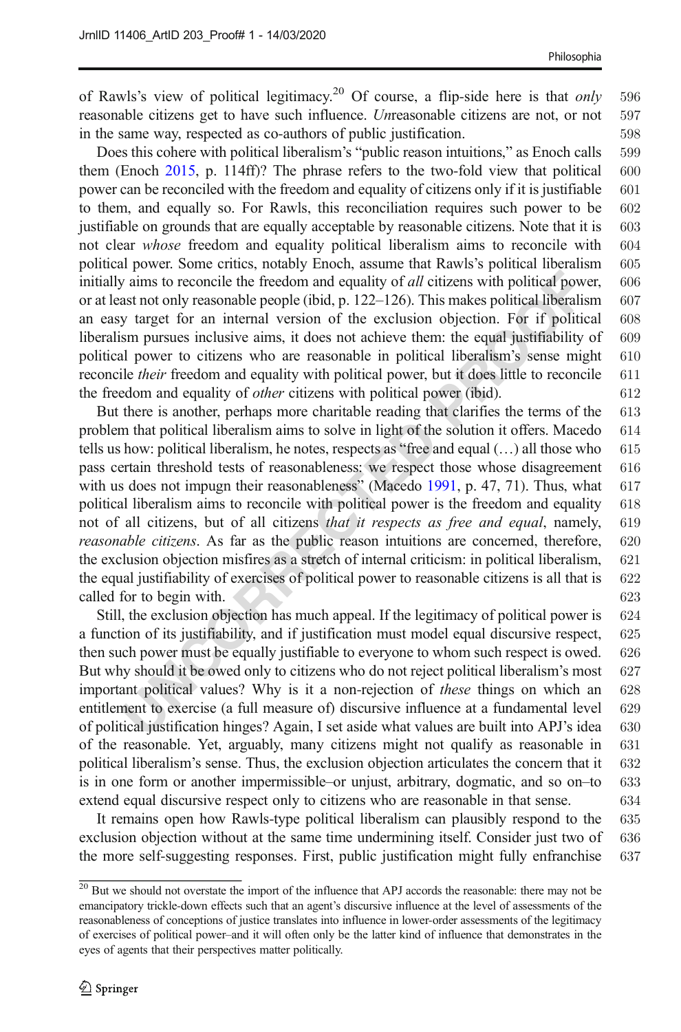of Rawls's view of political legitimacy.[20] Of course, a flip-side here is that *only* reasonable citizens get to have such influence. *Un*reasonable citizens are not, or not in the same way, respected as co-authors of public justification.

Does this cohere with political liberalism's "public reason intuitions," as Enoch calls them (Enoch 2015, p. 114ff)? The phrase refers to the two-fold view that political power can be reconciled with the freedom and equality of citizens only if it is justifiable to them, and equally so. For Rawls, this reconciliation requires such power to be justifiable on grounds that are equally acceptable by reasonable citizens. Note that it is not clear *whose* freedom and equality political liberalism aims to reconcile with political power. Some critics, notably Enoch, assume that Rawls's political liberalism initially aims to reconcile the freedom and equality of *all* citizens with political power, or at least not only reasonable people (ibid, p. 122–126). This makes political liberalism an easy target for an internal version of the exclusion objection. For if political liberalism pursues inclusive aims, it does not achieve them: the equal justifiability of political power to citizens who are reasonable in political liberalism's sense might reconcile *their* freedom and equality with political power, but it does little to reconcile the freedom and equality of *other* citizens with political power (ibid).

But there is another, perhaps more charitable reading that clarifies the terms of the problem that political liberalism aims to solve in light of the solution it offers. Macedo tells us how: political liberalism, he notes, respects as "free and equal (…) all those who pass certain threshold tests of reasonableness: we respect those whose disagreement with us does not impugn their reasonableness" (Macedo 1991, p. 47, 71). Thus, what political liberalism aims to reconcile with political power is the freedom and equality not of all citizens, but of all citizens *that it respects as free and equal*, namely, *reasonable citizens*. As far as the public reason intuitions are concerned, therefore, the exclusion objection misfires as a stretch of internal criticism: in political liberalism, the equal justifiability of exercises of political power to reasonable citizens is all that is called for to begin with.

Still, the exclusion objection has much appeal. If the legitimacy of political power is a function of its justifiability, and if justification must model equal discursive respect, then such power must be equally justifiable to everyone to whom such respect is owed. But why should it be owed only to citizens who do not reject political liberalism's most important political values? Why is it a non-rejection of *these* things on which an entitlement to exercise (a full measure of) discursive influence at a fundamental level of political justification hinges? Again, I set aside what values are built into APJ's idea of the reasonable. Yet, arguably, many citizens might not qualify as reasonable in political liberalism's sense. Thus, the exclusion objection articulates the concern that it is in one form or another impermissible–or unjust, arbitrary, dogmatic, and so on–to extend equal discursive respect only to citizens who are reasonable in that sense.

It remains open how Rawls-type political liberalism can plausibly respond to the exclusion objection without at the same time undermining itself. Consider just two of the more self-suggesting responses. First, public justification might fully enfranchise

[20] But we should not overstate the import of the influence that APJ accords the reasonable: there may not be emancipatory trickle-down effects such that an agent's discursive influence at the level of assessments of the reasonableness of conceptions of justice translates into influence in lower-order assessments of the legitimacy of exercises of political power–and it will often only be the latter kind of influence that demonstrates in the eyes of agents that their perspectives matter politically.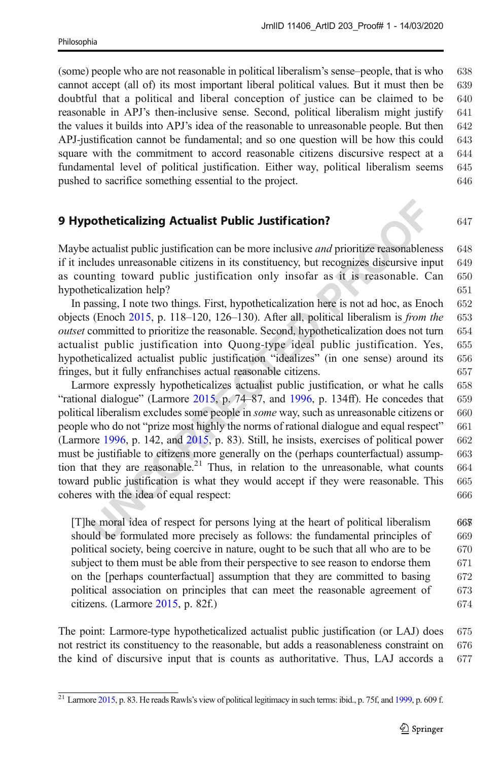(some) people who are not reasonable in political liberalism's sense–people, that is who cannot accept (all of) its most important liberal political values. But it must then be doubtful that a political and liberal conception of justice can be claimed to be reasonable in APJ's then-inclusive sense. Second, political liberalism might justify the values it builds into APJ's idea of the reasonable to unreasonable people. But then APJ-justification cannot be fundamental; and so one question will be how this could square with the commitment to accord reasonable citizens discursive respect at a fundamental level of political justification. Either way, political liberalism seems pushed to sacrifice something essential to the project.

## 9 Hypotheticalizing Actualist Public Justification?

Maybe actualist public justification can be more inclusive *and* prioritize reasonableness if it includes unreasonable citizens in its constituency, but recognizes discursive input as counting toward public justification only insofar as it is reasonable. Can hypotheticalization help?

In passing, I note two things. First, hypotheticalization here is not ad hoc, as Enoch objects (Enoch 2015, p. 118–120, 126–130). After all, political liberalism is *from the outset* committed to prioritize the reasonable. Second, hypotheticalization does not turn actualist public justification into Quong-type ideal public justification. Yes, hypotheticalized actualist public justification "idealizes" (in one sense) around its fringes, but it fully enfranchises actual reasonable citizens.

Larmore expressly hypotheticalizes actualist public justification, or what he calls "rational dialogue" (Larmore 2015, p. 74–87, and 1996, p. 134ff). He concedes that political liberalism excludes some people in *some* way, such as unreasonable citizens or people who do not "prize most highly the norms of rational dialogue and equal respect" (Larmore 1996, p. 142, and 2015, p. 83). Still, he insists, exercises of political power must be justifiable to citizens more generally on the (perhaps counterfactual) assumption that they are reasonable.[21] Thus, in relation to the unreasonable, what counts toward public justification is what they would accept if they were reasonable. This coheres with the idea of equal respect:

> [T]he moral idea of respect for persons lying at the heart of political liberalism should be formulated more precisely as follows: the fundamental principles of political society, being coercive in nature, ought to be such that all who are to be subject to them must be able from their perspective to see reason to endorse them on the [perhaps counterfactual] assumption that they are committed to basing political association on principles that can meet the reasonable agreement of citizens. (Larmore 2015, p. 82f.)

The point: Larmore-type hypotheticalized actualist public justification (or LAJ) does not restrict its constituency to the reasonable, but adds a reasonableness constraint on the kind of discursive input that is counts as authoritative. Thus, LAJ accords a

---

[21] Larmore 2015, p. 83. He reads Rawls's view of political legitimacy in such terms: ibid., p. 75f, and 1999, p. 609 f.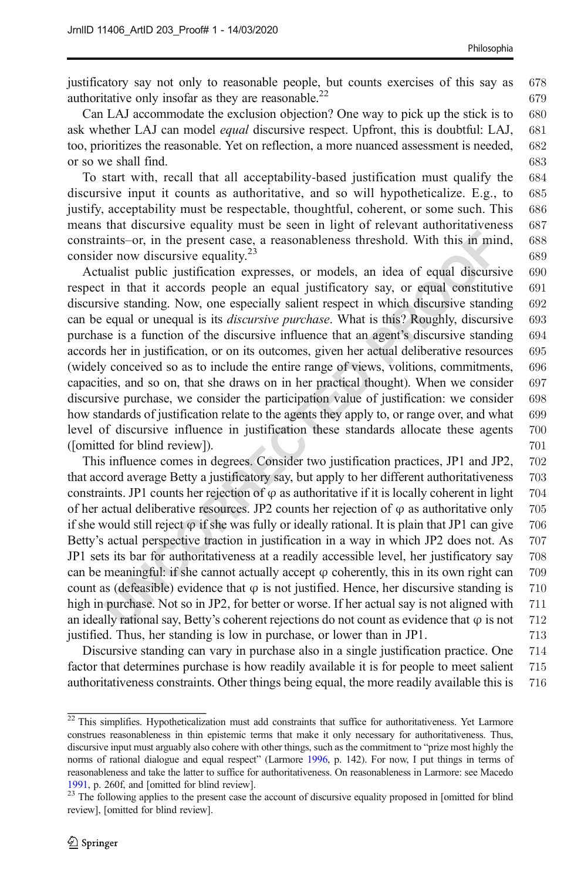justificatory say not only to reasonable people, but counts exercises of this say as authoritative only insofar as they are reasonable.[22]

Can LAJ accommodate the exclusion objection? One way to pick up the stick is to ask whether LAJ can model *equal* discursive respect. Upfront, this is doubtful: LAJ, too, prioritizes the reasonable. Yet on reflection, a more nuanced assessment is needed, or so we shall find.

To start with, recall that all acceptability-based justification must qualify the discursive input it counts as authoritative, and so will hypotheticalize. E.g., to justify, acceptability must be respectable, thoughtful, coherent, or some such. This means that discursive equality must be seen in light of relevant authoritativeness constraints–or, in the present case, a reasonableness threshold. With this in mind, consider now discursive equality.[23]

Actualist public justification expresses, or models, an idea of equal discursive respect in that it accords people an equal justificatory say, or equal constitutive discursive standing. Now, one especially salient respect in which discursive standing can be equal or unequal is its *discursive purchase*. What is this? Roughly, discursive purchase is a function of the discursive influence that an agent's discursive standing accords her in justification, or on its outcomes, given her actual deliberative resources (widely conceived so as to include the entire range of views, volitions, commitments, capacities, and so on, that she draws on in her practical thought). When we consider discursive purchase, we consider the participation value of justification: we consider how standards of justification relate to the agents they apply to, or range over, and what level of discursive influence in justification these standards allocate these agents ([omitted for blind review]).

This influence comes in degrees. Consider two justification practices, JP1 and JP2, that accord average Betty a justificatory say, but apply to her different authoritativeness constraints. JP1 counts her rejection of φ as authoritative if it is locally coherent in light of her actual deliberative resources. JP2 counts her rejection of φ as authoritative only if she would still reject φ if she was fully or ideally rational. It is plain that JP1 can give Betty's actual perspective traction in justification in a way in which JP2 does not. As JP1 sets its bar for authoritativeness at a readily accessible level, her justificatory say can be meaningful: if she cannot actually accept φ coherently, this in its own right can count as (defeasible) evidence that φ is not justified. Hence, her discursive standing is high in purchase. Not so in JP2, for better or worse. If her actual say is not aligned with an ideally rational say, Betty's coherent rejections do not count as evidence that φ is not justified. Thus, her standing is low in purchase, or lower than in JP1.

Discursive standing can vary in purchase also in a single justification practice. One factor that determines purchase is how readily available it is for people to meet salient authoritativeness constraints. Other things being equal, the more readily available this is

---

[22] This simplifies. Hypotheticalization must add constraints that suffice for authoritativeness. Yet Larmore construes reasonableness in thin epistemic terms that make it only necessary for authoritativeness. Thus, discursive input must arguably also cohere with other things, such as the commitment to "prize most highly the norms of rational dialogue and equal respect" (Larmore 1996, p. 142). For now, I put things in terms of reasonableness and take the latter to suffice for authoritativeness. On reasonableness in Larmore: see Macedo 1991, p. 260f, and [omitted for blind review].

[23] The following applies to the present case the account of discursive equality proposed in [omitted for blind review], [omitted for blind review].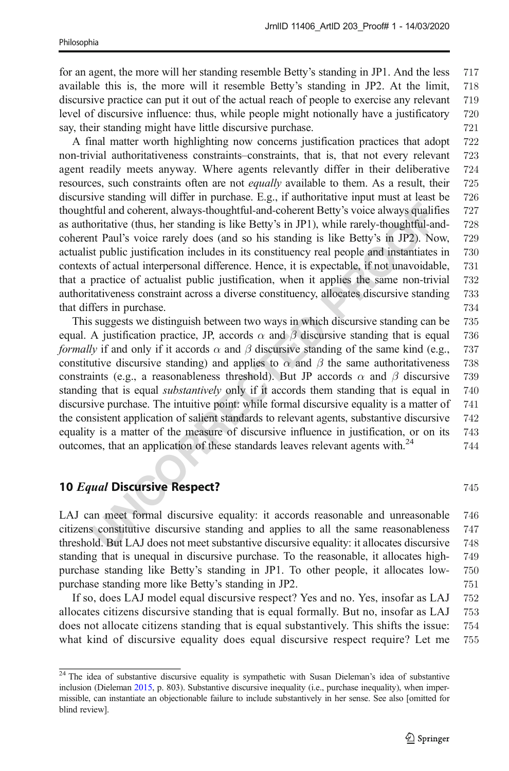for an agent, the more will her standing resemble Betty's standing in JP1. And the less available this is, the more will it resemble Betty's standing in JP2. At the limit, discursive practice can put it out of the actual reach of people to exercise any relevant level of discursive influence: thus, while people might notionally have a justificatory say, their standing might have little discursive purchase.

A final matter worth highlighting now concerns justification practices that adopt non-trivial authoritativeness constraints–constraints, that is, that not every relevant agent readily meets anyway. Where agents relevantly differ in their deliberative resources, such constraints often are not *equally* available to them. As a result, their discursive standing will differ in purchase. E.g., if authoritative input must at least be thoughtful and coherent, always-thoughtful-and-coherent Betty's voice always qualifies as authoritative (thus, her standing is like Betty's in JP1), while rarely-thoughtful-and-coherent Paul's voice rarely does (and so his standing is like Betty's in JP2). Now, actualist public justification includes in its constituency real people and instantiates in contexts of actual interpersonal difference. Hence, it is expectable, if not unavoidable, that a practice of actualist public justification, when it applies the same non-trivial authoritativeness constraint across a diverse constituency, allocates discursive standing that differs in purchase.

This suggests we distinguish between two ways in which discursive standing can be equal. A justification practice, JP, accords $\alpha$ and $\beta$ discursive standing that is equal *formally* if and only if it accords $\alpha$ and $\beta$ discursive standing of the same kind (e.g., constitutive discursive standing) and applies to $\alpha$ and $\beta$ the same authoritativeness constraints (e.g., a reasonableness threshold). But JP accords $\alpha$ and $\beta$ discursive standing that is equal *substantively* only if it accords them standing that is equal in discursive purchase. The intuitive point: while formal discursive equality is a matter of the consistent application of salient standards to relevant agents, substantive discursive equality is a matter of the measure of discursive influence in justification, or on its outcomes, that an application of these standards leaves relevant agents with.[24]

## 10 *Equal* Discursive Respect?

LAJ can meet formal discursive equality: it accords reasonable and unreasonable citizens constitutive discursive standing and applies to all the same reasonableness threshold. But LAJ does not meet substantive discursive equality: it allocates discursive standing that is unequal in discursive purchase. To the reasonable, it allocates high-purchase standing like Betty's standing in JP1. To other people, it allocates low-purchase standing more like Betty's standing in JP2.

If so, does LAJ model equal discursive respect? Yes and no. Yes, insofar as LAJ allocates citizens discursive standing that is equal formally. But no, insofar as LAJ does not allocate citizens standing that is equal substantively. This shifts the issue: what kind of discursive equality does equal discursive respect require? Let me

---

[24] The idea of substantive discursive equality is sympathetic with Susan Dieleman's idea of substantive inclusion (Dieleman 2015, p. 803). Substantive discursive inequality (i.e., purchase inequality), when impermissible, can instantiate an objectionable failure to include substantively in her sense. See also [omitted for blind review].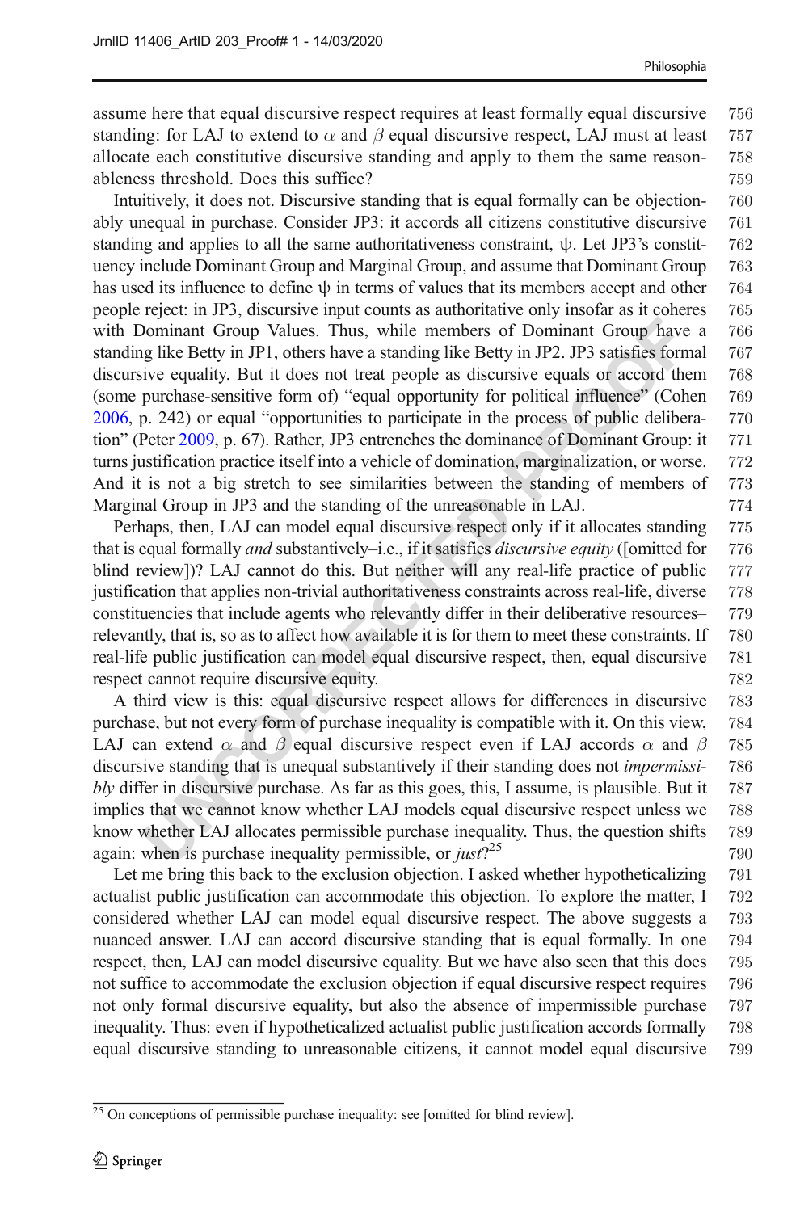assume here that equal discursive respect requires at least formally equal discursive standing: for LAJ to extend to $\alpha$ and $\beta$ equal discursive respect, LAJ must at least allocate each constitutive discursive standing and apply to them the same reasonableness threshold. Does this suffice?

Intuitively, it does not. Discursive standing that is equal formally can be objectionably unequal in purchase. Consider JP3: it accords all citizens constitutive discursive standing and applies to all the same authoritativeness constraint, $\psi$. Let JP3's constituency include Dominant Group and Marginal Group, and assume that Dominant Group has used its influence to define $\psi$ in terms of values that its members accept and other people reject: in JP3, discursive input counts as authoritative only insofar as it coheres with Dominant Group Values. Thus, while members of Dominant Group have a standing like Betty in JP1, others have a standing like Betty in JP2. JP3 satisfies formal discursive equality. But it does not treat people as discursive equals or accord them (some purchase-sensitive form of) "equal opportunity for political influence" (Cohen 2006, p. 242) or equal "opportunities to participate in the process of public deliberation" (Peter 2009, p. 67). Rather, JP3 entrenches the dominance of Dominant Group: it turns justification practice itself into a vehicle of domination, marginalization, or worse. And it is not a big stretch to see similarities between the standing of members of Marginal Group in JP3 and the standing of the unreasonable in LAJ.

Perhaps, then, LAJ can model equal discursive respect only if it allocates standing that is equal formally *and* substantively–i.e., if it satisfies *discursive equity* ([omitted for blind review])? LAJ cannot do this. But neither will any real-life practice of public justification that applies non-trivial authoritativeness constraints across real-life, diverse constituencies that include agents who relevantly differ in their deliberative resources–relevantly, that is, so as to affect how available it is for them to meet these constraints. If real-life public justification can model equal discursive respect, then, equal discursive respect cannot require discursive equity.

A third view is this: equal discursive respect allows for differences in discursive purchase, but not every form of purchase inequality is compatible with it. On this view, LAJ can extend $\alpha$ and $\beta$ equal discursive respect even if LAJ accords $\alpha$ and $\beta$ discursive standing that is unequal substantively if their standing does not *impermissibly* differ in discursive purchase. As far as this goes, this, I assume, is plausible. But it implies that we cannot know whether LAJ models equal discursive respect unless we know whether LAJ allocates permissible purchase inequality. Thus, the question shifts again: when is purchase inequality permissible, or *just*?[25]

Let me bring this back to the exclusion objection. I asked whether hypotheticalizing actualist public justification can accommodate this objection. To explore the matter, I considered whether LAJ can model equal discursive respect. The above suggests a nuanced answer. LAJ can accord discursive standing that is equal formally. In one respect, then, LAJ can model discursive equality. But we have also seen that this does not suffice to accommodate the exclusion objection if equal discursive respect requires not only formal discursive equality, but also the absence of impermissible purchase inequality. Thus: even if hypotheticalized actualist public justification accords formally equal discursive standing to unreasonable citizens, it cannot model equal discursive

[25] On conceptions of permissible purchase inequality: see [omitted for blind review].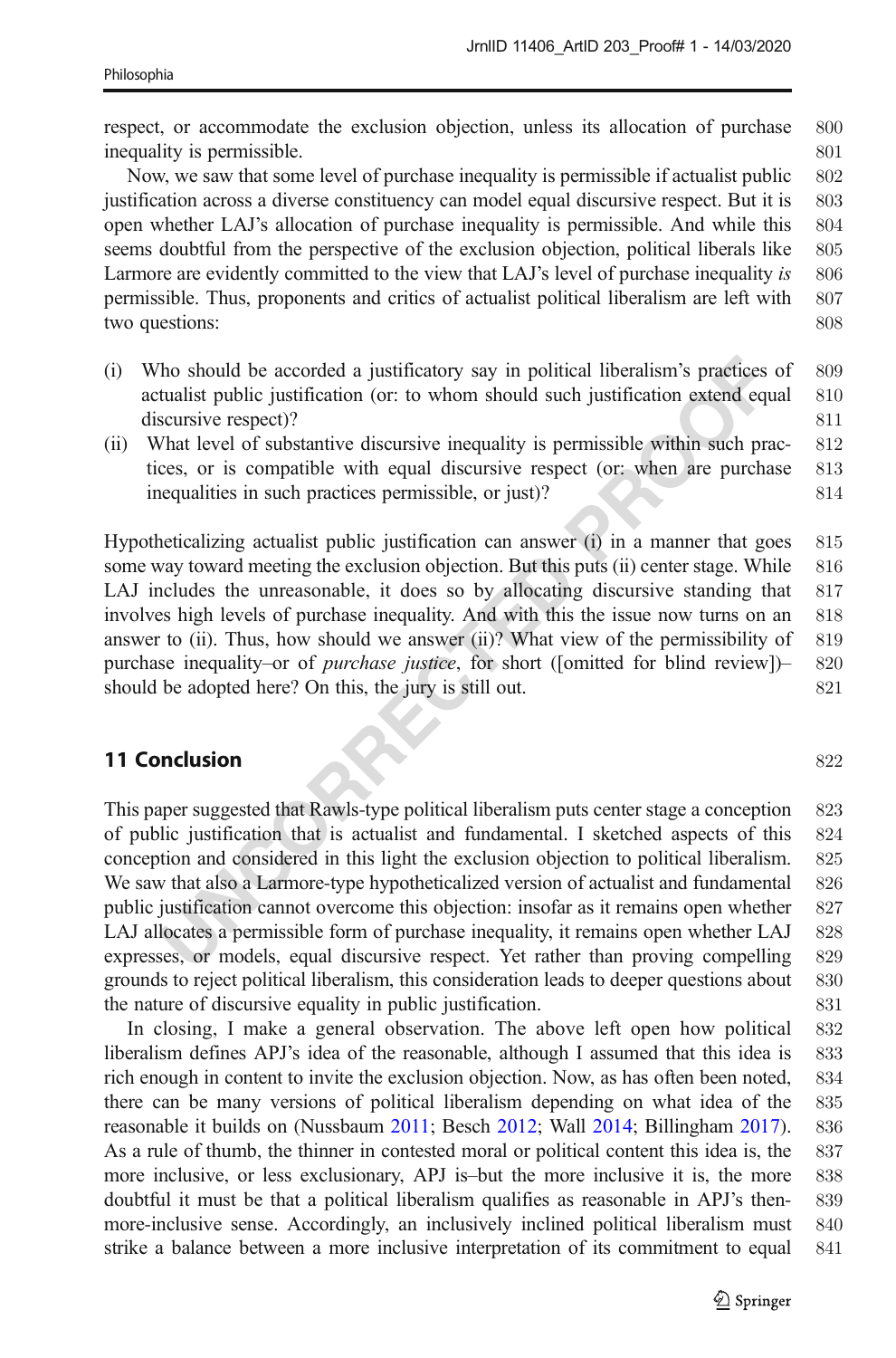respect, or accommodate the exclusion objection, unless its allocation of purchase inequality is permissible.

Now, we saw that some level of purchase inequality is permissible if actualist public justification across a diverse constituency can model equal discursive respect. But it is open whether LAJ's allocation of purchase inequality is permissible. And while this seems doubtful from the perspective of the exclusion objection, political liberals like Larmore are evidently committed to the view that LAJ's level of purchase inequality *is* permissible. Thus, proponents and critics of actualist political liberalism are left with two questions:

(i) Who should be accorded a justificatory say in political liberalism's practices of actualist public justification (or: to whom should such justification extend equal discursive respect)?

(ii) What level of substantive discursive inequality is permissible within such practices, or is compatible with equal discursive respect (or: when are purchase inequalities in such practices permissible, or just)?

Hypotheticalizing actualist public justification can answer (i) in a manner that goes some way toward meeting the exclusion objection. But this puts (ii) center stage. While LAJ includes the unreasonable, it does so by allocating discursive standing that involves high levels of purchase inequality. And with this the issue now turns on an answer to (ii). Thus, how should we answer (ii)? What view of the permissibility of purchase inequality–or of *purchase justice*, for short ([omitted for blind review])– should be adopted here? On this, the jury is still out.

## 11 Conclusion

This paper suggested that Rawls-type political liberalism puts center stage a conception of public justification that is actualist and fundamental. I sketched aspects of this conception and considered in this light the exclusion objection to political liberalism. We saw that also a Larmore-type hypotheticalized version of actualist and fundamental public justification cannot overcome this objection: insofar as it remains open whether LAJ allocates a permissible form of purchase inequality, it remains open whether LAJ expresses, or models, equal discursive respect. Yet rather than proving compelling grounds to reject political liberalism, this consideration leads to deeper questions about the nature of discursive equality in public justification.

In closing, I make a general observation. The above left open how political liberalism defines APJ's idea of the reasonable, although I assumed that this idea is rich enough in content to invite the exclusion objection. Now, as has often been noted, there can be many versions of political liberalism depending on what idea of the reasonable it builds on (Nussbaum 2011; Besch 2012; Wall 2014; Billingham 2017). As a rule of thumb, the thinner in contested moral or political content this idea is, the more inclusive, or less exclusionary, APJ is–but the more inclusive it is, the more doubtful it must be that a political liberalism qualifies as reasonable in APJ's then-more-inclusive sense. Accordingly, an inclusively inclined political liberalism must strike a balance between a more inclusive interpretation of its commitment to equal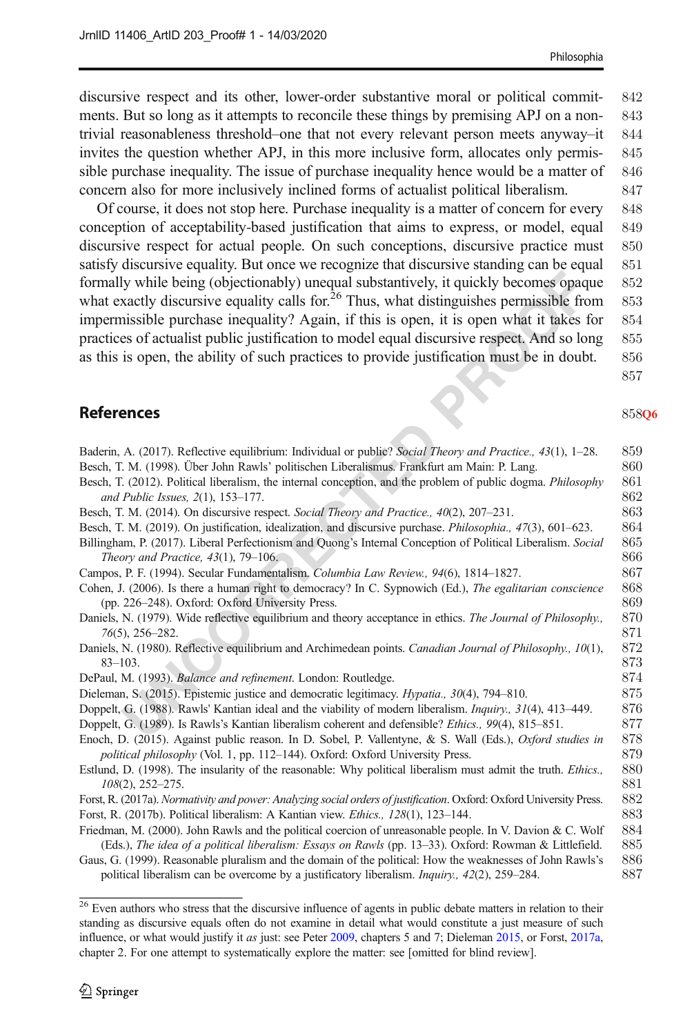discursive respect and its other, lower-order substantive moral or political commitments. But so long as it attempts to reconcile these things by premising APJ on a non-trivial reasonableness threshold–one that not every relevant person meets anyway–it invites the question whether APJ, in this more inclusive form, allocates only permissible purchase inequality. The issue of purchase inequality hence would be a matter of concern also for more inclusively inclined forms of actualist political liberalism.

Of course, it does not stop here. Purchase inequality is a matter of concern for every conception of acceptability-based justification that aims to express, or model, equal discursive respect for actual people. On such conceptions, discursive practice must satisfy discursive equality. But once we recognize that discursive standing can be equal formally while being (objectionably) unequal substantively, it quickly becomes opaque what exactly discursive equality calls for.[26] Thus, what distinguishes permissible from impermissible purchase inequality? Again, if this is open, it is open what it takes for practices of actualist public justification to model equal discursive respect. And so long as this is open, the ability of such practices to provide justification must be in doubt.

## References

Baderin, A. (2017). Reflective equilibrium: Individual or public? *Social Theory and Practice., 43*(1), 1–28.

Besch, T. M. (1998). Über John Rawls' politischen Liberalismus. Frankfurt am Main: P. Lang.

Besch, T. (2012). Political liberalism, the internal conception, and the problem of public dogma. *Philosophy and Public Issues, 2*(1), 153–177.

Besch, T. M. (2014). On discursive respect. *Social Theory and Practice., 40*(2), 207–231.

Besch, T. M. (2019). On justification, idealization, and discursive purchase. *Philosophia., 47*(3), 601–623.

Billingham, P. (2017). Liberal Perfectionism and Quong's Internal Conception of Political Liberalism. *Social Theory and Practice, 43*(1), 79–106.

Campos, P. F. (1994). Secular Fundamentalism. *Columbia Law Review., 94*(6), 1814–1827.

Cohen, J. (2006). Is there a human right to democracy? In C. Sypnowich (Ed.), *The egalitarian conscience* (pp. 226–248). Oxford: Oxford University Press.

Daniels, N. (1979). Wide reflective equilibrium and theory acceptance in ethics. *The Journal of Philosophy., 76*(5), 256–282.

Daniels, N. (1980). Reflective equilibrium and Archimedean points. *Canadian Journal of Philosophy., 10*(1), 83–103.

DePaul, M. (1993). *Balance and refinement*. London: Routledge.

Dieleman, S. (2015). Epistemic justice and democratic legitimacy. *Hypatia., 30*(4), 794–810.

Doppelt, G. (1988). Rawls' Kantian ideal and the viability of modern liberalism. *Inquiry., 31*(4), 413–449.

Doppelt, G. (1989). Is Rawls's Kantian liberalism coherent and defensible? *Ethics., 99*(4), 815–851.

Enoch, D. (2015). Against public reason. In D. Sobel, P. Vallentyne, & S. Wall (Eds.), *Oxford studies in political philosophy* (Vol. 1, pp. 112–144). Oxford: Oxford University Press.

Estlund, D. (1998). The insularity of the reasonable: Why political liberalism must admit the truth. *Ethics., 108*(2), 252–275.

Forst, R. (2017a). *Normativity and power: Analyzing social orders of justification*. Oxford: Oxford University Press.

Forst, R. (2017b). Political liberalism: A Kantian view. *Ethics., 128*(1), 123–144.

Friedman, M. (2000). John Rawls and the political coercion of unreasonable people. In V. Davion & C. Wolf (Eds.), *The idea of a political liberalism: Essays on Rawls* (pp. 13–33). Oxford: Rowman & Littlefield.

Gaus, G. (1999). Reasonable pluralism and the domain of the political: How the weaknesses of John Rawls's political liberalism can be overcome by a justificatory liberalism. *Inquiry., 42*(2), 259–284.

---

[26] Even authors who stress that the discursive influence of agents in public debate matters in relation to their standing as discursive equals often do not examine in detail what would constitute a just measure of such influence, or what would justify it *as* just: see Peter 2009, chapters 5 and 7; Dieleman 2015, or Forst, 2017a, chapter 2. For one attempt to systematically explore the matter: see [omitted for blind review].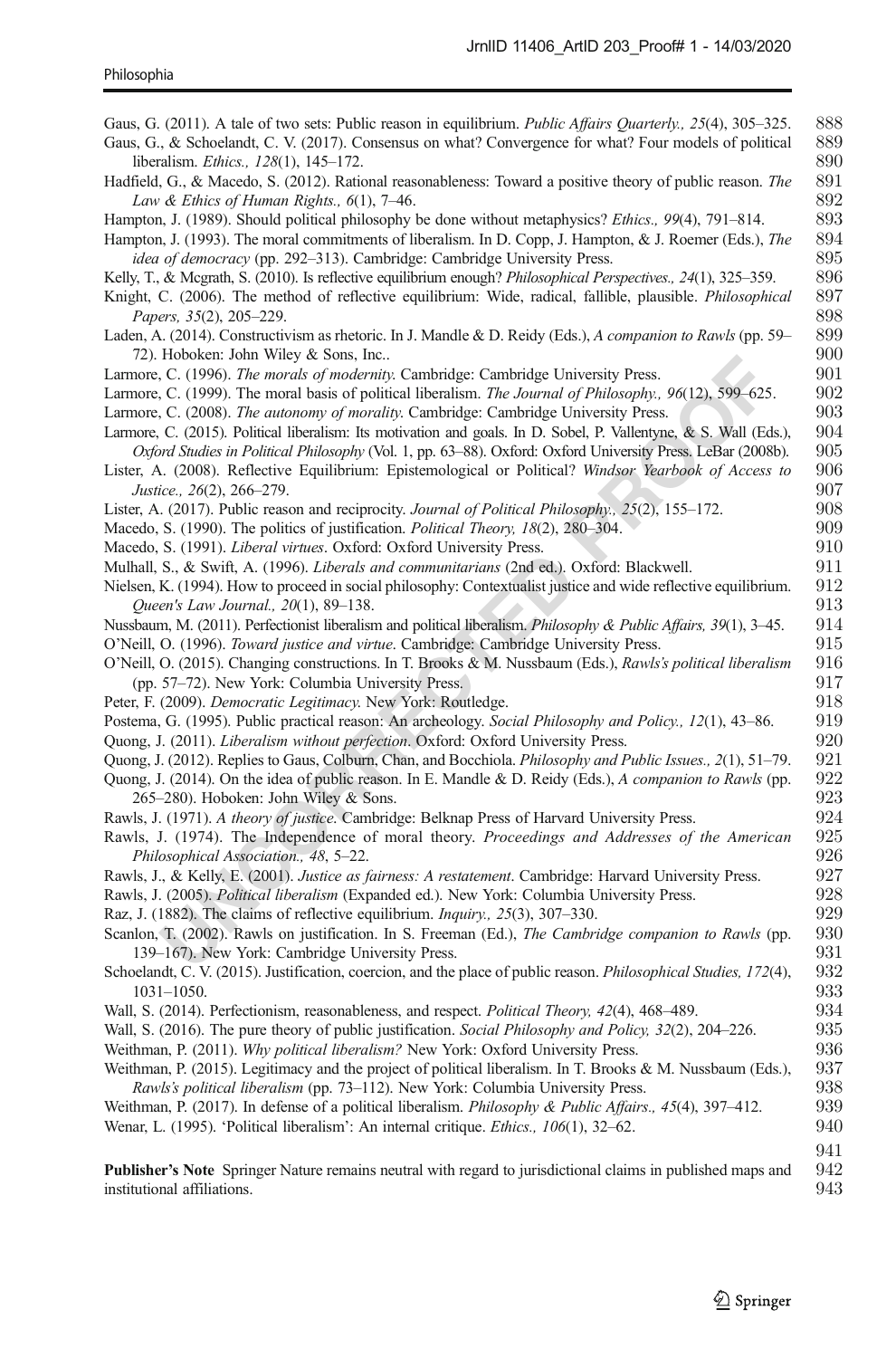Gaus, G. (2011). A tale of two sets: Public reason in equilibrium. *Public Affairs Quarterly., 25*(4), 305–325.

Gaus, G., & Schoelandt, C. V. (2017). Consensus on what? Convergence for what? Four models of political liberalism. *Ethics., 128*(1), 145–172.

Hadfield, G., & Macedo, S. (2012). Rational reasonableness: Toward a positive theory of public reason. *The Law & Ethics of Human Rights., 6*(1), 7–46.

Hampton, J. (1989). Should political philosophy be done without metaphysics? *Ethics., 99*(4), 791–814.

Hampton, J. (1993). The moral commitments of liberalism. In D. Copp, J. Hampton, & J. Roemer (Eds.), *The idea of democracy* (pp. 292–313). Cambridge: Cambridge University Press.

Kelly, T., & Mcgrath, S. (2010). Is reflective equilibrium enough? *Philosophical Perspectives., 24*(1), 325–359.

Knight, C. (2006). The method of reflective equilibrium: Wide, radical, fallible, plausible. *Philosophical Papers, 35*(2), 205–229.

Laden, A. (2014). Constructivism as rhetoric. In J. Mandle & D. Reidy (Eds.), *A companion to Rawls* (pp. 59–72). Hoboken: John Wiley & Sons, Inc..

Larmore, C. (1996). *The morals of modernity.* Cambridge: Cambridge University Press.

Larmore, C. (1999). The moral basis of political liberalism. *The Journal of Philosophy., 96*(12), 599–625.

Larmore, C. (2008). *The autonomy of morality.* Cambridge: Cambridge University Press.

Larmore, C. (2015). Political liberalism: Its motivation and goals. In D. Sobel, P. Vallentyne, & S. Wall (Eds.), *Oxford Studies in Political Philosophy* (Vol. 1, pp. 63–88). Oxford: Oxford University Press. LeBar (2008b).

Lister, A. (2008). Reflective Equilibrium: Epistemological or Political? *Windsor Yearbook of Access to Justice., 26*(2), 266–279.

Lister, A. (2017). Public reason and reciprocity. *Journal of Political Philosophy., 25*(2), 155–172.

Macedo, S. (1990). The politics of justification. *Political Theory, 18*(2), 280–304.

Macedo, S. (1991). *Liberal virtues*. Oxford: Oxford University Press.

Mulhall, S., & Swift, A. (1996). *Liberals and communitarians* (2nd ed.). Oxford: Blackwell.

Nielsen, K. (1994). How to proceed in social philosophy: Contextualist justice and wide reflective equilibrium. *Queen's Law Journal., 20*(1), 89–138.

Nussbaum, M. (2011). Perfectionist liberalism and political liberalism. *Philosophy & Public Affairs, 39*(1), 3–45.

O'Neill, O. (1996). *Toward justice and virtue*. Cambridge: Cambridge University Press.

O'Neill, O. (2015). Changing constructions. In T. Brooks & M. Nussbaum (Eds.), *Rawls's political liberalism* (pp. 57–72). New York: Columbia University Press.

Peter, F. (2009). *Democratic Legitimacy.* New York: Routledge.

Postema, G. (1995). Public practical reason: An archeology. *Social Philosophy and Policy., 12*(1), 43–86.

Quong, J. (2011). *Liberalism without perfection*. Oxford: Oxford University Press.

Quong, J. (2012). Replies to Sala, Colburn, Chan, and Bocchiola. *Philosophy and Public Issues., 2*(1), 51–79.

Quong, J. (2014). On the idea of public reason. In E. Mandle & D. Reidy (Eds.), *A companion to Rawls* (pp. 265–280). Hoboken: John Wiley & Sons.

Rawls, J. (1971). *A theory of justice*. Cambridge: Belknap Press of Harvard University Press.

Rawls, J. (1974). The Independence of moral theory. *Proceedings and Addresses of the American Philosophical Association., 48*, 5–22.

Rawls, J., & Kelly, E. (2001). *Justice as fairness: A restatement*. Cambridge: Harvard University Press.

Rawls, J. (2005). *Political liberalism* (Expanded ed.). New York: Columbia University Press.

Raz, J. (1882). The claims of reflective equilibrium. *Inquiry., 25*(3), 307–330.

Scanlon, T. (2002). Rawls on justification. In S. Freeman (Ed.), *The Cambridge companion to Rawls* (pp. 139–167). New York: Cambridge University Press.

Schoelandt, C. V. (2015). Justification, coercion, and the place of public reason. *Philosophical Studies, 172*(4), 1031–1050.

Wall, S. (2014). Perfectionism, reasonableness, and respect. *Political Theory, 42*(4), 468–489.

Wall, S. (2016). The pure theory of public justification. *Social Philosophy and Policy, 32*(2), 204–226.

Weithman, P. (2011). *Why political liberalism?* New York: Oxford University Press.

Weithman, P. (2015). Legitimacy and the project of political liberalism. In T. Brooks & M. Nussbaum (Eds.), *Rawls's political liberalism* (pp. 73–112). New York: Columbia University Press.

Weithman, P. (2017). In defense of a political liberalism. *Philosophy & Public Affairs., 45*(4), 397–412.

Wenar, L. (1995). 'Political liberalism': An internal critique. *Ethics., 106*(1), 32–62.

**Publisher's Note** Springer Nature remains neutral with regard to jurisdictional claims in published maps and institutional affiliations.